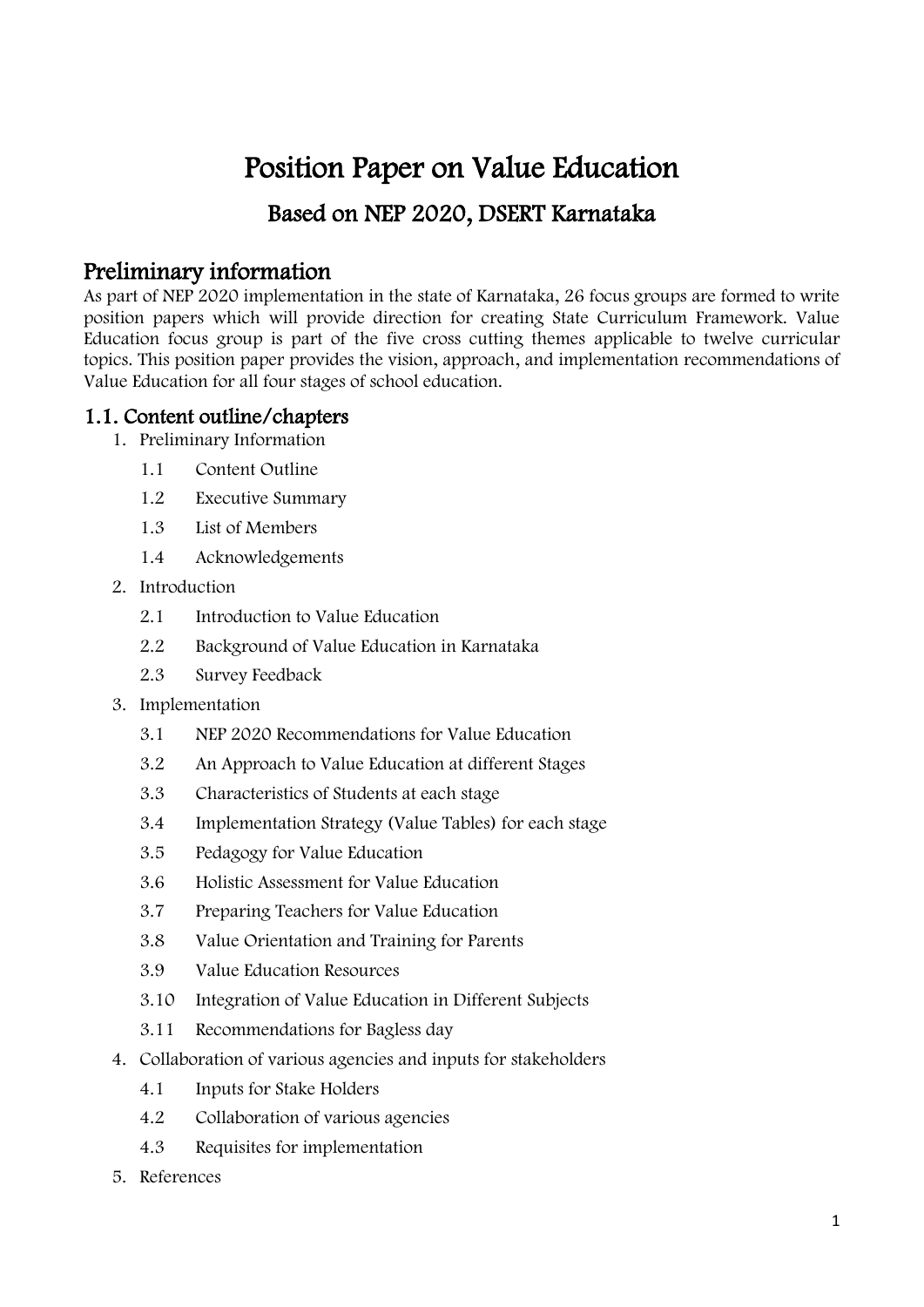# Position Paper on Value Education

## Based on NEP 2020, DSERT Karnataka

## Preliminary information

As part of NEP 2020 implementation in the state of Karnataka, 26 focus groups are formed to write position papers which will provide direction for creating State Curriculum Framework. Value Education focus group is part of the five cross cutting themes applicable to twelve curricular topics. This position paper provides the vision, approach, and implementation recommendations of Value Education for all four stages of school education.

### 1.1. Content outline/chapters

1. Preliminary Information
   - 1.1 Content Outline
   - 1.2 Executive Summary
   - 1.3 List of Members
   - 1.4 Acknowledgements
2. Introduction
   - 2.1 Introduction to Value Education
   - 2.2 Background of Value Education in Karnataka
   - 2.3 Survey Feedback
3. Implementation
   - 3.1 NEP 2020 Recommendations for Value Education
   - 3.2 An Approach to Value Education at different Stages
   - 3.3 Characteristics of Students at each stage
   - 3.4 Implementation Strategy (Value Tables) for each stage
   - 3.5 Pedagogy for Value Education
   - 3.6 Holistic Assessment for Value Education
   - 3.7 Preparing Teachers for Value Education
   - 3.8 Value Orientation and Training for Parents
   - 3.9 Value Education Resources
   - 3.10 Integration of Value Education in Different Subjects
   - 3.11 Recommendations for Bagless day
4. Collaboration of various agencies and inputs for stakeholders
   - 4.1 Inputs for Stake Holders
   - 4.2 Collaboration of various agencies
   - 4.3 Requisites for implementation
5. References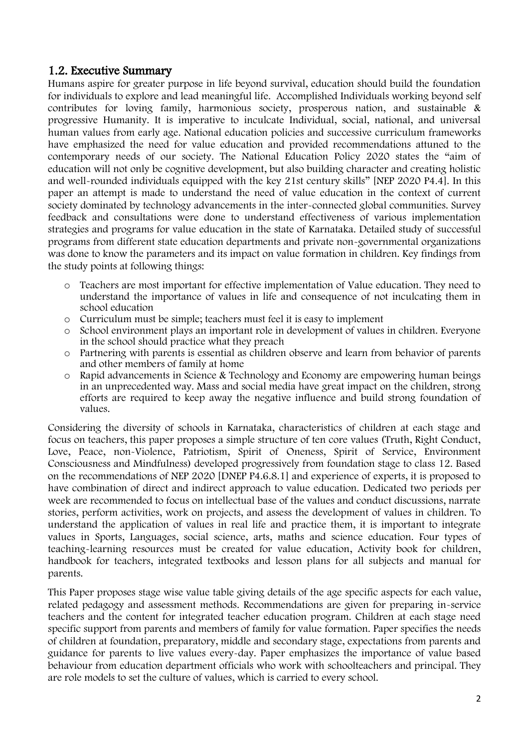## 1.2. Executive Summary

Humans aspire for greater purpose in life beyond survival, education should build the foundation for individuals to explore and lead meaningful life. Accomplished Individuals working beyond self contributes for loving family, harmonious society, prosperous nation, and sustainable & progressive Humanity. It is imperative to inculcate Individual, social, national, and universal human values from early age. National education policies and successive curriculum frameworks have emphasized the need for value education and provided recommendations attuned to the contemporary needs of our society. The National Education Policy 2020 states the "aim of education will not only be cognitive development, but also building character and creating holistic and well-rounded individuals equipped with the key 21st century skills" [NEP 2020 P4.4]. In this paper an attempt is made to understand the need of value education in the context of current society dominated by technology advancements in the inter-connected global communities. Survey feedback and consultations were done to understand effectiveness of various implementation strategies and programs for value education in the state of Karnataka. Detailed study of successful programs from different state education departments and private non-governmental organizations was done to know the parameters and its impact on value formation in children. Key findings from the study points at following things:

- Teachers are most important for effective implementation of Value education. They need to understand the importance of values in life and consequence of not inculcating them in school education
- Curriculum must be simple; teachers must feel it is easy to implement
- School environment plays an important role in development of values in children. Everyone in the school should practice what they preach
- Partnering with parents is essential as children observe and learn from behavior of parents and other members of family at home
- Rapid advancements in Science & Technology and Economy are empowering human beings in an unprecedented way. Mass and social media have great impact on the children, strong efforts are required to keep away the negative influence and build strong foundation of values.

Considering the diversity of schools in Karnataka, characteristics of children at each stage and focus on teachers, this paper proposes a simple structure of ten core values (Truth, Right Conduct, Love, Peace, non-Violence, Patriotism, Spirit of Oneness, Spirit of Service, Environment Consciousness and Mindfulness) developed progressively from foundation stage to class 12. Based on the recommendations of NEP 2020 [DNEP P4.6.8.1] and experience of experts, it is proposed to have combination of direct and indirect approach to value education. Dedicated two periods per week are recommended to focus on intellectual base of the values and conduct discussions, narrate stories, perform activities, work on projects, and assess the development of values in children. To understand the application of values in real life and practice them, it is important to integrate values in Sports, Languages, social science, arts, maths and science education. Four types of teaching-learning resources must be created for value education, Activity book for children, handbook for teachers, integrated textbooks and lesson plans for all subjects and manual for parents.

This Paper proposes stage wise value table giving details of the age specific aspects for each value, related pedagogy and assessment methods. Recommendations are given for preparing in-service teachers and the content for integrated teacher education program. Children at each stage need specific support from parents and members of family for value formation. Paper specifies the needs of children at foundation, preparatory, middle and secondary stage, expectations from parents and guidance for parents to live values every-day. Paper emphasizes the importance of value based behaviour from education department officials who work with schoolteachers and principal. They are role models to set the culture of values, which is carried to every school.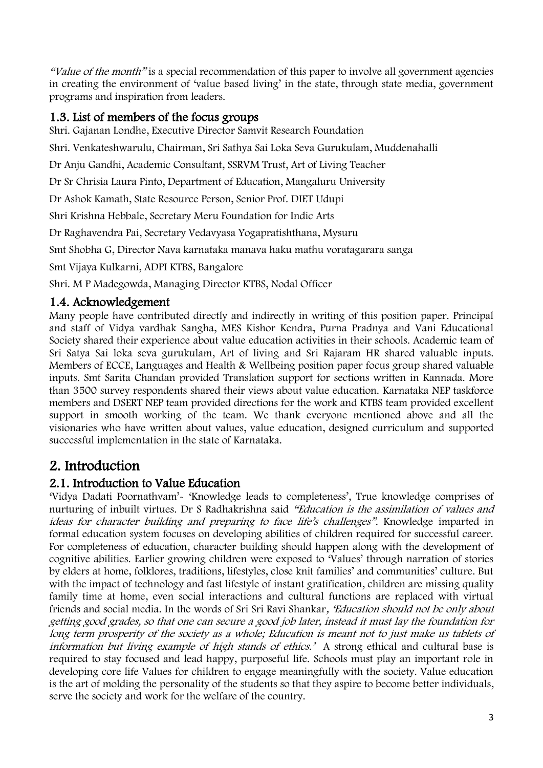*"Value of the month"* is a special recommendation of this paper to involve all government agencies in creating the environment of 'value based living' in the state, through state media, government programs and inspiration from leaders.

### 1.3. List of members of the focus groups

Shri. Gajanan Londhe, Executive Director Samvit Research Foundation

Shri. Venkateshwarulu, Chairman, Sri Sathya Sai Loka Seva Gurukulam, Muddenahalli

Dr Anju Gandhi, Academic Consultant, SSRVM Trust, Art of Living Teacher

Dr Sr Chrisia Laura Pinto, Department of Education, Mangaluru University

Dr Ashok Kamath, State Resource Person, Senior Prof. DIET Udupi

Shri Krishna Hebbale, Secretary Meru Foundation for Indic Arts

Dr Raghavendra Pai, Secretary Vedavyasa Yogapratishthana, Mysuru

Smt Shobha G, Director Nava karnataka manava haku mathu voratagarara sanga

Smt Vijaya Kulkarni, ADPI KTBS, Bangalore

Shri. M P Madegowda, Managing Director KTBS, Nodal Officer

### 1.4. Acknowledgement

Many people have contributed directly and indirectly in writing of this position paper. Principal and staff of Vidya vardhak Sangha, MES Kishor Kendra, Purna Pradnya and Vani Educational Society shared their experience about value education activities in their schools. Academic team of Sri Satya Sai loka seva gurukulam, Art of living and Sri Rajaram HR shared valuable inputs. Members of ECCE, Languages and Health & Wellbeing position paper focus group shared valuable inputs. Smt Sarita Chandan provided Translation support for sections written in Kannada. More than 3500 survey respondents shared their views about value education. Karnataka NEP taskforce members and DSERT NEP team provided directions for the work and KTBS team provided excellent support in smooth working of the team. We thank everyone mentioned above and all the visionaries who have written about values, value education, designed curriculum and supported successful implementation in the state of Karnataka.

## 2. Introduction

### 2.1. Introduction to Value Education

'Vidya Dadati Poornathvam'- 'Knowledge leads to completeness', True knowledge comprises of nurturing of inbuilt virtues. Dr S Radhakrishna said *"Education is the assimilation of values and ideas for character building and preparing to face life's challenges".* Knowledge imparted in formal education system focuses on developing abilities of children required for successful career. For completeness of education, character building should happen along with the development of cognitive abilities. Earlier growing children were exposed to 'Values' through narration of stories by elders at home, folklores, traditions, lifestyles, close knit families' and communities' culture. But with the impact of technology and fast lifestyle of instant gratification, children are missing quality family time at home, even social interactions and cultural functions are replaced with virtual friends and social media. In the words of Sri Sri Ravi Shankar*, 'Education should not be only about getting good grades, so that one can secure a good job later, instead it must lay the foundation for long term prosperity of the society as a whole; Education is meant not to just make us tablets of information but living example of high stands of ethics.'* A strong ethical and cultural base is required to stay focused and lead happy, purposeful life. Schools must play an important role in developing core life Values for children to engage meaningfully with the society. Value education is the art of molding the personality of the students so that they aspire to become better individuals, serve the society and work for the welfare of the country.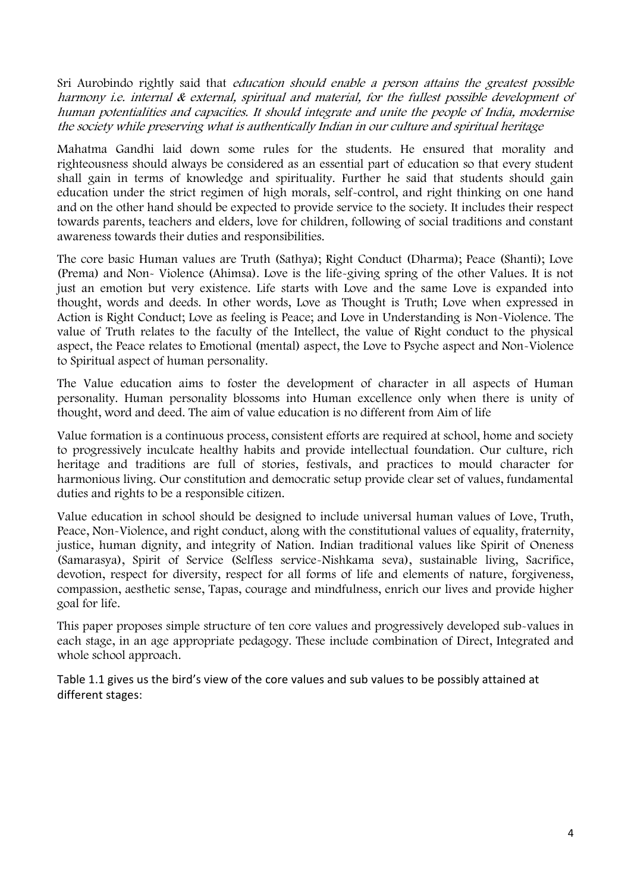Sri Aurobindo rightly said that *education should enable a person attains the greatest possible harmony i.e. internal & external, spiritual and material, for the fullest possible development of human potentialities and capacities. It should integrate and unite the people of India, modernise the society while preserving what is authentically Indian in our culture and spiritual heritage*

Mahatma Gandhi laid down some rules for the students. He ensured that morality and righteousness should always be considered as an essential part of education so that every student shall gain in terms of knowledge and spirituality. Further he said that students should gain education under the strict regimen of high morals, self-control, and right thinking on one hand and on the other hand should be expected to provide service to the society. It includes their respect towards parents, teachers and elders, love for children, following of social traditions and constant awareness towards their duties and responsibilities.

The core basic Human values are Truth (Sathya); Right Conduct (Dharma); Peace (Shanti); Love (Prema) and Non- Violence (Ahimsa). Love is the life-giving spring of the other Values. It is not just an emotion but very existence. Life starts with Love and the same Love is expanded into thought, words and deeds. In other words, Love as Thought is Truth; Love when expressed in Action is Right Conduct; Love as feeling is Peace; and Love in Understanding is Non-Violence. The value of Truth relates to the faculty of the Intellect, the value of Right conduct to the physical aspect, the Peace relates to Emotional (mental) aspect, the Love to Psyche aspect and Non-Violence to Spiritual aspect of human personality.

The Value education aims to foster the development of character in all aspects of Human personality. Human personality blossoms into Human excellence only when there is unity of thought, word and deed. The aim of value education is no different from Aim of life

Value formation is a continuous process, consistent efforts are required at school, home and society to progressively inculcate healthy habits and provide intellectual foundation. Our culture, rich heritage and traditions are full of stories, festivals, and practices to mould character for harmonious living. Our constitution and democratic setup provide clear set of values, fundamental duties and rights to be a responsible citizen.

Value education in school should be designed to include universal human values of Love, Truth, Peace, Non-Violence, and right conduct, along with the constitutional values of equality, fraternity, justice, human dignity, and integrity of Nation. Indian traditional values like Spirit of Oneness (Samarasya), Spirit of Service (Selfless service-Nishkama seva), sustainable living, Sacrifice, devotion, respect for diversity, respect for all forms of life and elements of nature, forgiveness, compassion, aesthetic sense, Tapas, courage and mindfulness, enrich our lives and provide higher goal for life.

This paper proposes simple structure of ten core values and progressively developed sub-values in each stage, in an age appropriate pedagogy. These include combination of Direct, Integrated and whole school approach.

Table 1.1 gives us the bird's view of the core values and sub values to be possibly attained at different stages: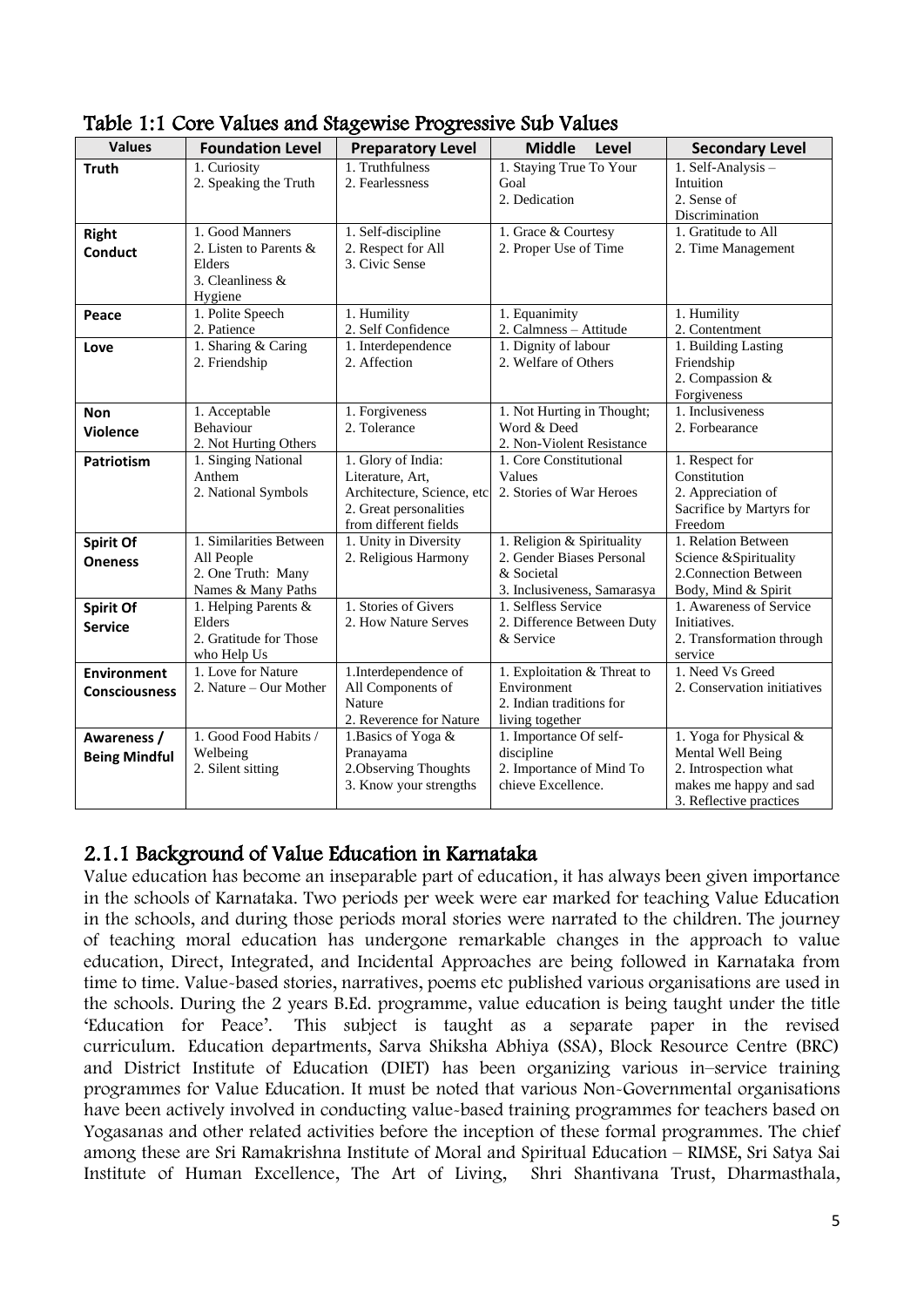## Table 1:1 Core Values and Stagewise Progressive Sub Values

| Values | Foundation Level | Preparatory Level | Middle Level | Secondary Level |
|---|---|---|---|---|
| **Truth** | 1. Curiosity<br>2. Speaking the Truth | 1. Truthfulness<br>2. Fearlessness | 1. Staying True To Your Goal<br>2. Dedication | 1. Self-Analysis – Intuition<br>2. Sense of Discrimination |
| **Right Conduct** | 1. Good Manners<br>2. Listen to Parents & Elders<br>3. Cleanliness & Hygiene | 1. Self-discipline<br>2. Respect for All<br>3. Civic Sense | 1. Grace & Courtesy<br>2. Proper Use of Time | 1. Gratitude to All<br>2. Time Management |
| **Peace** | 1. Polite Speech<br>2. Patience | 1. Humility<br>2. Self Confidence | 1. Equanimity<br>2. Calmness – Attitude | 1. Humility<br>2. Contentment |
| **Love** | 1. Sharing & Caring<br>2. Friendship | 1. Interdependence<br>2. Affection | 1. Dignity of labour<br>2. Welfare of Others | 1. Building Lasting Friendship<br>2. Compassion & Forgiveness |
| **Non Violence** | 1. Acceptable Behaviour<br>2. Not Hurting Others | 1. Forgiveness<br>2. Tolerance | 1. Not Hurting in Thought; Word & Deed<br>2. Non-Violent Resistance | 1. Inclusiveness<br>2. Forbearance |
| **Patriotism** | 1. Singing National Anthem<br>2. National Symbols | 1. Glory of India: Literature, Art, Architecture, Science, etc<br>2. Great personalities from different fields | 1. Core Constitutional Values<br>2. Stories of War Heroes | 1. Respect for Constitution<br>2. Appreciation of Sacrifice by Martyrs for Freedom |
| **Spirit Of Oneness** | 1. Similarities Between All People<br>2. One Truth: Many Names & Many Paths | 1. Unity in Diversity<br>2. Religious Harmony | 1. Religion & Spirituality<br>2. Gender Biases Personal & Societal<br>3. Inclusiveness, Samarasya | 1. Relation Between Science &Spirituality<br>2.Connection Between Body, Mind & Spirit |
| **Spirit Of Service** | 1. Helping Parents & Elders<br>2. Gratitude for Those who Help Us | 1. Stories of Givers<br>2. How Nature Serves | 1. Selfless Service<br>2. Difference Between Duty & Service | 1. Awareness of Service Initiatives.<br>2. Transformation through service |
| **Environment Consciousness** | 1. Love for Nature<br>2. Nature – Our Mother | 1.Interdependence of All Components of Nature<br>2. Reverence for Nature | 1. Exploitation & Threat to Environment<br>2. Indian traditions for living together | 1. Need Vs Greed<br>2. Conservation initiatives |
| **Awareness / Being Mindful** | 1. Good Food Habits / Welbeing<br>2. Silent sitting | 1.Basics of Yoga & Pranayama<br>2.Observing Thoughts<br>3. Know your strengths | 1. Importance Of self-discipline<br>2. Importance of Mind To chieve Excellence. | 1. Yoga for Physical & Mental Well Being<br>2. Introspection what makes me happy and sad<br>3. Reflective practices |

### 2.1.1 Background of Value Education in Karnataka

Value education has become an inseparable part of education, it has always been given importance in the schools of Karnataka. Two periods per week were ear marked for teaching Value Education in the schools, and during those periods moral stories were narrated to the children. The journey of teaching moral education has undergone remarkable changes in the approach to value education, Direct, Integrated, and Incidental Approaches are being followed in Karnataka from time to time. Value-based stories, narratives, poems etc published various organisations are used in the schools. During the 2 years B.Ed. programme, value education is being taught under the title 'Education for Peace'. This subject is taught as a separate paper in the revised curriculum. Education departments, Sarva Shiksha Abhiya (SSA), Block Resource Centre (BRC) and District Institute of Education (DIET) has been organizing various in–service training programmes for Value Education. It must be noted that various Non-Governmental organisations have been actively involved in conducting value-based training programmes for teachers based on Yogasanas and other related activities before the inception of these formal programmes. The chief among these are Sri Ramakrishna Institute of Moral and Spiritual Education – RIMSE, Sri Satya Sai Institute of Human Excellence, The Art of Living, Shri Shantivana Trust, Dharmasthala,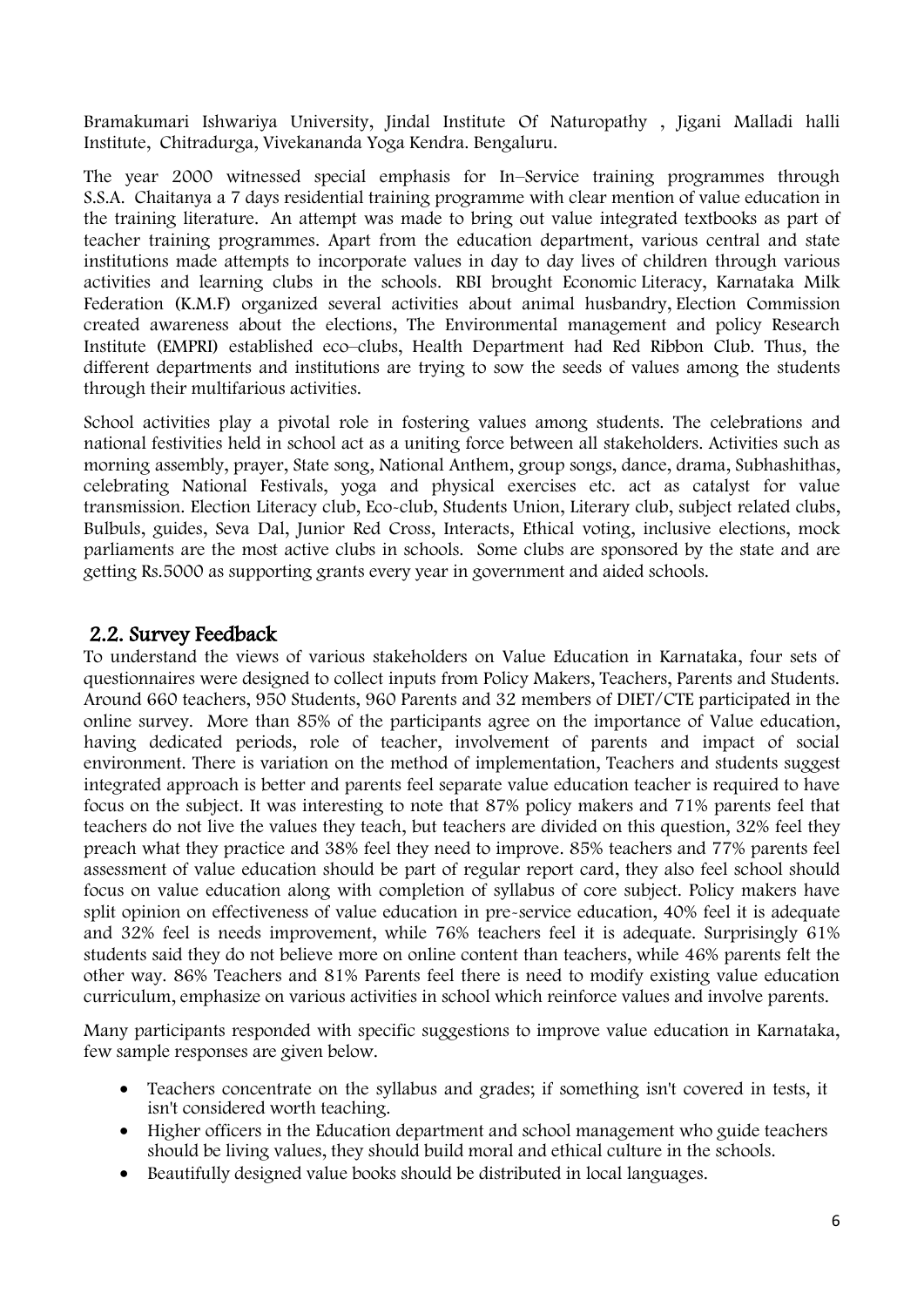Bramakumari Ishwariya University, Jindal Institute Of Naturopathy , Jigani Malladi halli Institute, Chitradurga, Vivekananda Yoga Kendra. Bengaluru.

The year 2000 witnessed special emphasis for In–Service training programmes through S.S.A. Chaitanya a 7 days residential training programme with clear mention of value education in the training literature. An attempt was made to bring out value integrated textbooks as part of teacher training programmes. Apart from the education department, various central and state institutions made attempts to incorporate values in day to day lives of children through various activities and learning clubs in the schools. RBI brought Economic Literacy, Karnataka Milk Federation (K.M.F) organized several activities about animal husbandry, Election Commission created awareness about the elections, The Environmental management and policy Research Institute (EMPRI) established eco–clubs, Health Department had Red Ribbon Club. Thus, the different departments and institutions are trying to sow the seeds of values among the students through their multifarious activities.

School activities play a pivotal role in fostering values among students. The celebrations and national festivities held in school act as a uniting force between all stakeholders. Activities such as morning assembly, prayer, State song, National Anthem, group songs, dance, drama, Subhashithas, celebrating National Festivals, yoga and physical exercises etc. act as catalyst for value transmission. Election Literacy club, Eco-club, Students Union, Literary club, subject related clubs, Bulbuls, guides, Seva Dal, Junior Red Cross, Interacts, Ethical voting, inclusive elections, mock parliaments are the most active clubs in schools. Some clubs are sponsored by the state and are getting Rs.5000 as supporting grants every year in government and aided schools.

## 2.2. Survey Feedback

To understand the views of various stakeholders on Value Education in Karnataka, four sets of questionnaires were designed to collect inputs from Policy Makers, Teachers, Parents and Students. Around 660 teachers, 950 Students, 960 Parents and 32 members of DIET/CTE participated in the online survey. More than 85% of the participants agree on the importance of Value education, having dedicated periods, role of teacher, involvement of parents and impact of social environment. There is variation on the method of implementation, Teachers and students suggest integrated approach is better and parents feel separate value education teacher is required to have focus on the subject. It was interesting to note that 87% policy makers and 71% parents feel that teachers do not live the values they teach, but teachers are divided on this question, 32% feel they preach what they practice and 38% feel they need to improve. 85% teachers and 77% parents feel assessment of value education should be part of regular report card, they also feel school should focus on value education along with completion of syllabus of core subject. Policy makers have split opinion on effectiveness of value education in pre-service education, 40% feel it is adequate and 32% feel is needs improvement, while 76% teachers feel it is adequate. Surprisingly 61% students said they do not believe more on online content than teachers, while 46% parents felt the other way. 86% Teachers and 81% Parents feel there is need to modify existing value education curriculum, emphasize on various activities in school which reinforce values and involve parents.

Many participants responded with specific suggestions to improve value education in Karnataka, few sample responses are given below.

- Teachers concentrate on the syllabus and grades; if something isn't covered in tests, it isn't considered worth teaching.
- Higher officers in the Education department and school management who guide teachers should be living values, they should build moral and ethical culture in the schools.
- Beautifully designed value books should be distributed in local languages.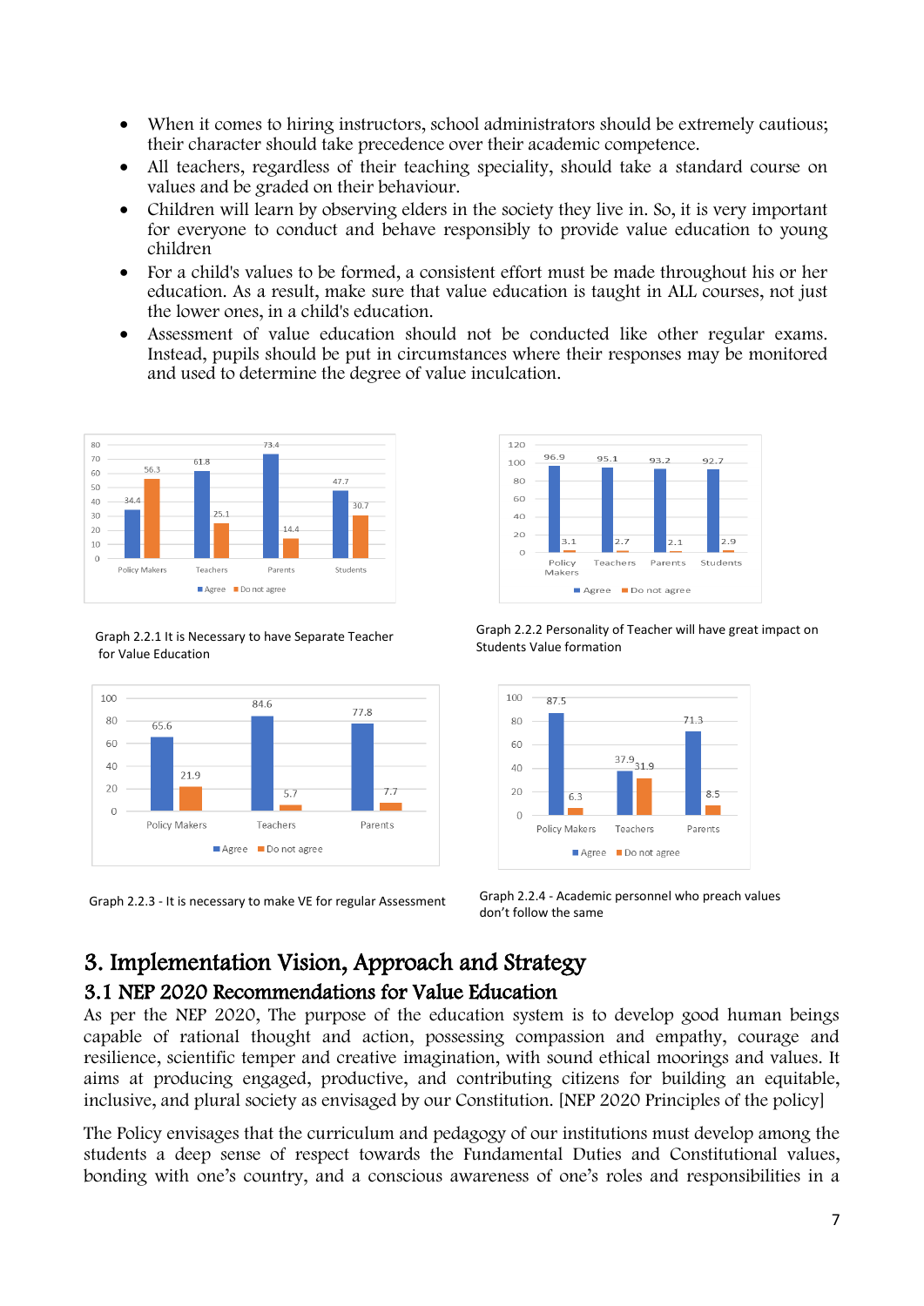- When it comes to hiring instructors, school administrators should be extremely cautious; their character should take precedence over their academic competence.
- All teachers, regardless of their teaching speciality, should take a standard course on values and be graded on their behaviour.
- Children will learn by observing elders in the society they live in. So, it is very important for everyone to conduct and behave responsibly to provide value education to young children
- For a child's values to be formed, a consistent effort must be made throughout his or her education. As a result, make sure that value education is taught in ALL courses, not just the lower ones, in a child's education.
- Assessment of value education should not be conducted like other regular exams. Instead, pupils should be put in circumstances where their responses may be monitored and used to determine the degree of value inculcation.

| | Agree | Do not agree |
|---|---|---|
| Policy Makers | 34.4 | 56.3 |
| Teachers | 61.8 | 25.1 |
| Parents | 73.4 | 14.4 |
| Students | 47.7 | 30.7 |

Graph 2.2.1 It is Necessary to have Separate Teacher for Value Education

| | Agree | Do not agree |
|---|---|---|
| Policy Makers | 96.9 | 3.1 |
| Teachers | 95.1 | 2.7 |
| Parents | 93.2 | 2.1 |
| Students | 92.7 | 2.9 |

Graph 2.2.2 Personality of Teacher will have great impact on Students Value formation

| | Agree | Do not agree |
|---|---|---|
| Policy Makers | 65.6 | 21.9 |
| Teachers | 84.6 | 5.7 |
| Parents | 77.8 | 7.7 |

Graph 2.2.3 - It is necessary to make VE for regular Assessment

| | Agree | Do not agree |
|---|---|---|
| Policy Makers | 87.5 | 6.3 |
| Teachers | 37.9 | 31.9 |
| Parents | 71.3 | 8.5 |

Graph 2.2.4 - Academic personnel who preach values don't follow the same

# 3. Implementation Vision, Approach and Strategy

## 3.1 NEP 2020 Recommendations for Value Education

As per the NEP 2020, The purpose of the education system is to develop good human beings capable of rational thought and action, possessing compassion and empathy, courage and resilience, scientific temper and creative imagination, with sound ethical moorings and values. It aims at producing engaged, productive, and contributing citizens for building an equitable, inclusive, and plural society as envisaged by our Constitution. [NEP 2020 Principles of the policy]

The Policy envisages that the curriculum and pedagogy of our institutions must develop among the students a deep sense of respect towards the Fundamental Duties and Constitutional values, bonding with one's country, and a conscious awareness of one's roles and responsibilities in a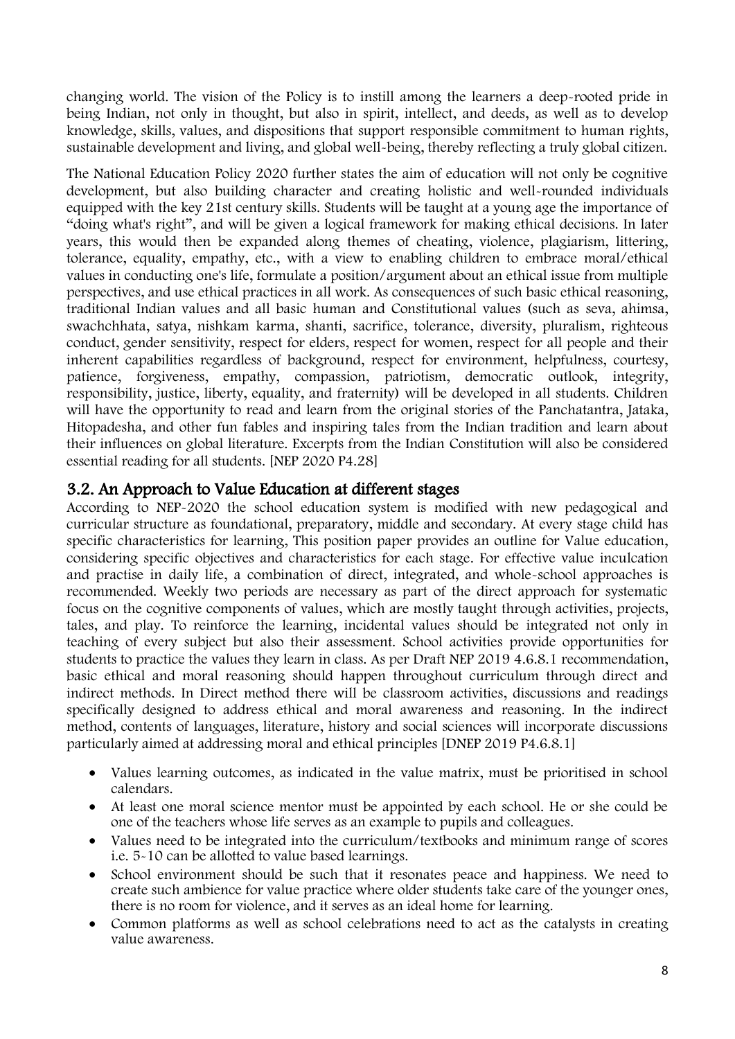changing world. The vision of the Policy is to instill among the learners a deep-rooted pride in being Indian, not only in thought, but also in spirit, intellect, and deeds, as well as to develop knowledge, skills, values, and dispositions that support responsible commitment to human rights, sustainable development and living, and global well-being, thereby reflecting a truly global citizen.

The National Education Policy 2020 further states the aim of education will not only be cognitive development, but also building character and creating holistic and well-rounded individuals equipped with the key 21st century skills. Students will be taught at a young age the importance of "doing what's right", and will be given a logical framework for making ethical decisions. In later years, this would then be expanded along themes of cheating, violence, plagiarism, littering, tolerance, equality, empathy, etc., with a view to enabling children to embrace moral/ethical values in conducting one's life, formulate a position/argument about an ethical issue from multiple perspectives, and use ethical practices in all work. As consequences of such basic ethical reasoning, traditional Indian values and all basic human and Constitutional values (such as seva, ahimsa, swachchhata, satya, nishkam karma, shanti, sacrifice, tolerance, diversity, pluralism, righteous conduct, gender sensitivity, respect for elders, respect for women, respect for all people and their inherent capabilities regardless of background, respect for environment, helpfulness, courtesy, patience, forgiveness, empathy, compassion, patriotism, democratic outlook, integrity, responsibility, justice, liberty, equality, and fraternity) will be developed in all students. Children will have the opportunity to read and learn from the original stories of the Panchatantra, Jataka, Hitopadesha, and other fun fables and inspiring tales from the Indian tradition and learn about their influences on global literature. Excerpts from the Indian Constitution will also be considered essential reading for all students. [NEP 2020 P4.28]

## 3.2. An Approach to Value Education at different stages

According to NEP-2020 the school education system is modified with new pedagogical and curricular structure as foundational, preparatory, middle and secondary. At every stage child has specific characteristics for learning, This position paper provides an outline for Value education, considering specific objectives and characteristics for each stage. For effective value inculcation and practise in daily life, a combination of direct, integrated, and whole-school approaches is recommended. Weekly two periods are necessary as part of the direct approach for systematic focus on the cognitive components of values, which are mostly taught through activities, projects, tales, and play. To reinforce the learning, incidental values should be integrated not only in teaching of every subject but also their assessment. School activities provide opportunities for students to practice the values they learn in class. As per Draft NEP 2019 4.6.8.1 recommendation, basic ethical and moral reasoning should happen throughout curriculum through direct and indirect methods. In Direct method there will be classroom activities, discussions and readings specifically designed to address ethical and moral awareness and reasoning. In the indirect method, contents of languages, literature, history and social sciences will incorporate discussions particularly aimed at addressing moral and ethical principles [DNEP 2019 P4.6.8.1]

- Values learning outcomes, as indicated in the value matrix, must be prioritised in school calendars.
- At least one moral science mentor must be appointed by each school. He or she could be one of the teachers whose life serves as an example to pupils and colleagues.
- Values need to be integrated into the curriculum/textbooks and minimum range of scores i.e. 5-10 can be allotted to value based learnings.
- School environment should be such that it resonates peace and happiness. We need to create such ambience for value practice where older students take care of the younger ones, there is no room for violence, and it serves as an ideal home for learning.
- Common platforms as well as school celebrations need to act as the catalysts in creating value awareness.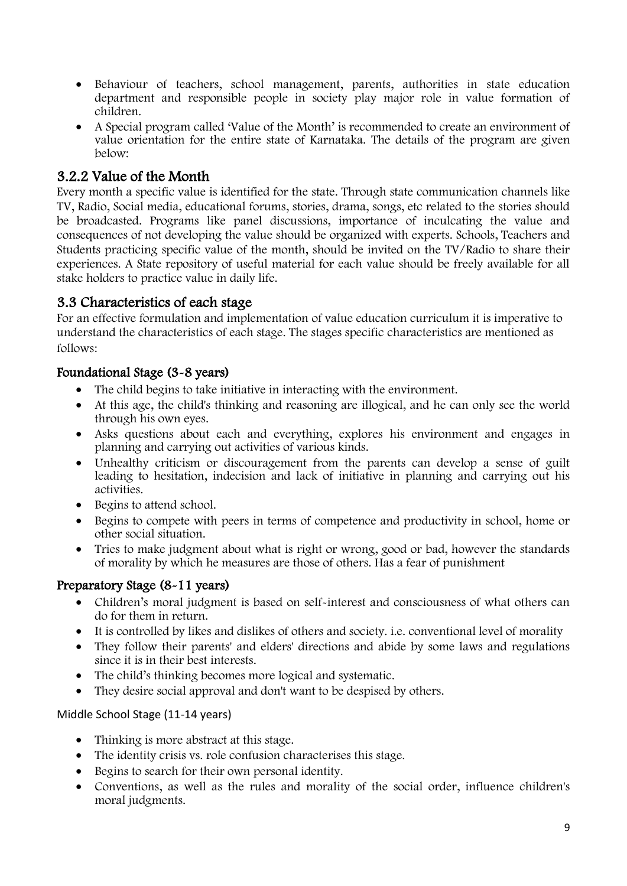- Behaviour of teachers, school management, parents, authorities in state education department and responsible people in society play major role in value formation of children.
- A Special program called 'Value of the Month' is recommended to create an environment of value orientation for the entire state of Karnataka. The details of the program are given below:

### 3.2.2 Value of the Month

Every month a specific value is identified for the state. Through state communication channels like TV, Radio, Social media, educational forums, stories, drama, songs, etc related to the stories should be broadcasted. Programs like panel discussions, importance of inculcating the value and consequences of not developing the value should be organized with experts. Schools, Teachers and Students practicing specific value of the month, should be invited on the TV/Radio to share their experiences. A State repository of useful material for each value should be freely available for all stake holders to practice value in daily life.

## 3.3 Characteristics of each stage

For an effective formulation and implementation of value education curriculum it is imperative to understand the characteristics of each stage. The stages specific characteristics are mentioned as follows:

### Foundational Stage (3-8 years)

- The child begins to take initiative in interacting with the environment.
- At this age, the child's thinking and reasoning are illogical, and he can only see the world through his own eyes.
- Asks questions about each and everything, explores his environment and engages in planning and carrying out activities of various kinds.
- Unhealthy criticism or discouragement from the parents can develop a sense of guilt leading to hesitation, indecision and lack of initiative in planning and carrying out his activities.
- Begins to attend school.
- Begins to compete with peers in terms of competence and productivity in school, home or other social situation.
- Tries to make judgment about what is right or wrong, good or bad, however the standards of morality by which he measures are those of others. Has a fear of punishment

### Preparatory Stage (8-11 years)

- Children's moral judgment is based on self-interest and consciousness of what others can do for them in return.
- It is controlled by likes and dislikes of others and society. i.e. conventional level of morality
- They follow their parents' and elders' directions and abide by some laws and regulations since it is in their best interests.
- The child's thinking becomes more logical and systematic.
- They desire social approval and don't want to be despised by others.

### Middle School Stage (11-14 years)

- Thinking is more abstract at this stage.
- The identity crisis vs. role confusion characterises this stage.
- Begins to search for their own personal identity.
- Conventions, as well as the rules and morality of the social order, influence children's moral judgments.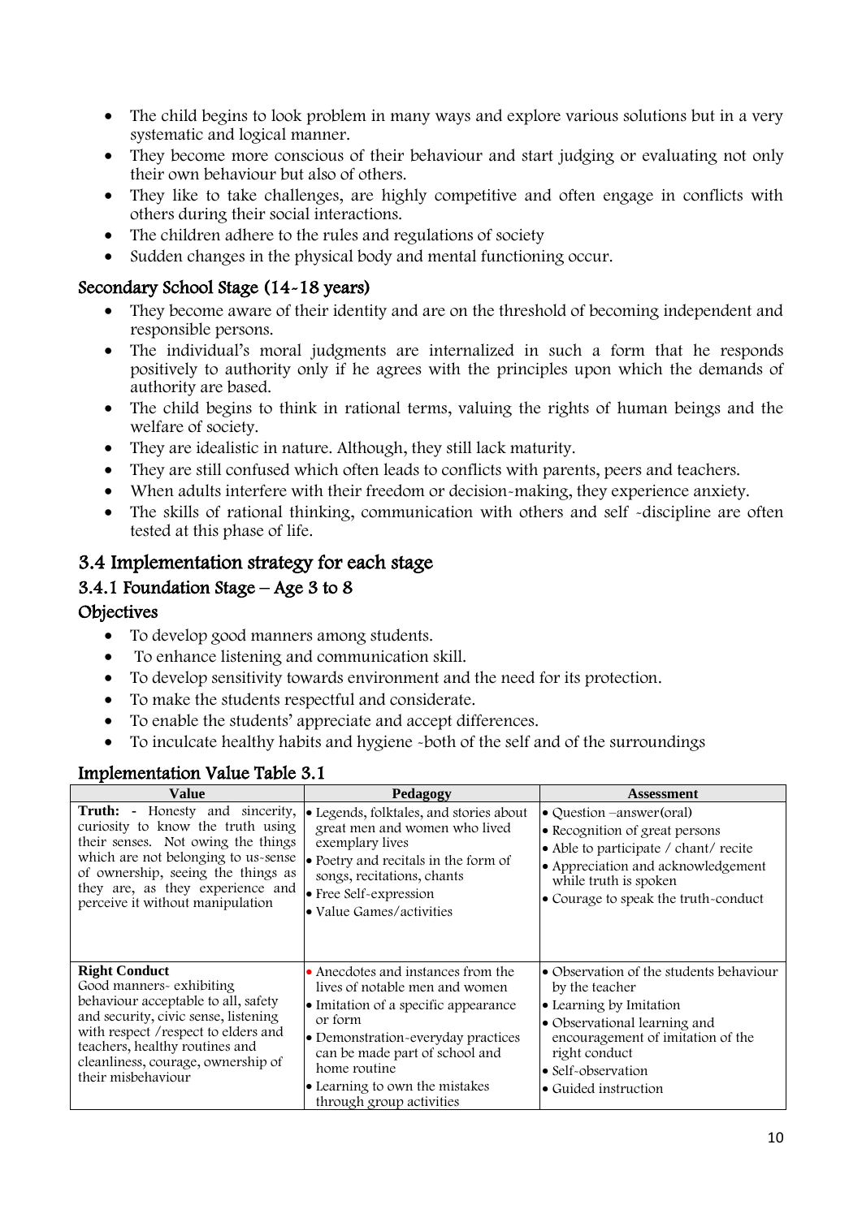- The child begins to look problem in many ways and explore various solutions but in a very systematic and logical manner.
- They become more conscious of their behaviour and start judging or evaluating not only their own behaviour but also of others.
- They like to take challenges, are highly competitive and often engage in conflicts with others during their social interactions.
- The children adhere to the rules and regulations of society
- Sudden changes in the physical body and mental functioning occur.

### Secondary School Stage (14-18 years)

- They become aware of their identity and are on the threshold of becoming independent and responsible persons.
- The individual's moral judgments are internalized in such a form that he responds positively to authority only if he agrees with the principles upon which the demands of authority are based.
- The child begins to think in rational terms, valuing the rights of human beings and the welfare of society.
- They are idealistic in nature. Although, they still lack maturity.
- They are still confused which often leads to conflicts with parents, peers and teachers.
- When adults interfere with their freedom or decision-making, they experience anxiety.
- The skills of rational thinking, communication with others and self -discipline are often tested at this phase of life.

## 3.4 Implementation strategy for each stage

### 3.4.1 Foundation Stage – Age 3 to 8

### Objectives

- To develop good manners among students.
- To enhance listening and communication skill.
- To develop sensitivity towards environment and the need for its protection.
- To make the students respectful and considerate.
- To enable the students' appreciate and accept differences.
- To inculcate healthy habits and hygiene -both of the self and of the surroundings

### Implementation Value Table 3.1

| Value | Pedagogy | Assessment |
| --- | --- | --- |
| **Truth:** - Honesty and sincerity, curiosity to know the truth using their senses. Not owing the things which are not belonging to us-sense of ownership, seeing the things as they are, as they experience and perceive it without manipulation | • Legends, folktales, and stories about great men and women who lived exemplary lives<br>• Poetry and recitals in the form of songs, recitations, chants<br>• Free Self-expression<br>• Value Games/activities | • Question –answer(oral)<br>• Recognition of great persons<br>• Able to participate / chant/ recite<br>• Appreciation and acknowledgement while truth is spoken<br>• Courage to speak the truth-conduct |
| **Right Conduct**<br>Good manners- exhibiting behaviour acceptable to all, safety and security, civic sense, listening with respect /respect to elders and teachers, healthy routines and cleanliness, courage, ownership of their misbehaviour | • Anecdotes and instances from the lives of notable men and women<br>• Imitation of a specific appearance or form<br>• Demonstration-everyday practices can be made part of school and home routine<br>• Learning to own the mistakes through group activities | • Observation of the students behaviour by the teacher<br>• Learning by Imitation<br>• Observational learning and encouragement of imitation of the right conduct<br>• Self-observation<br>• Guided instruction |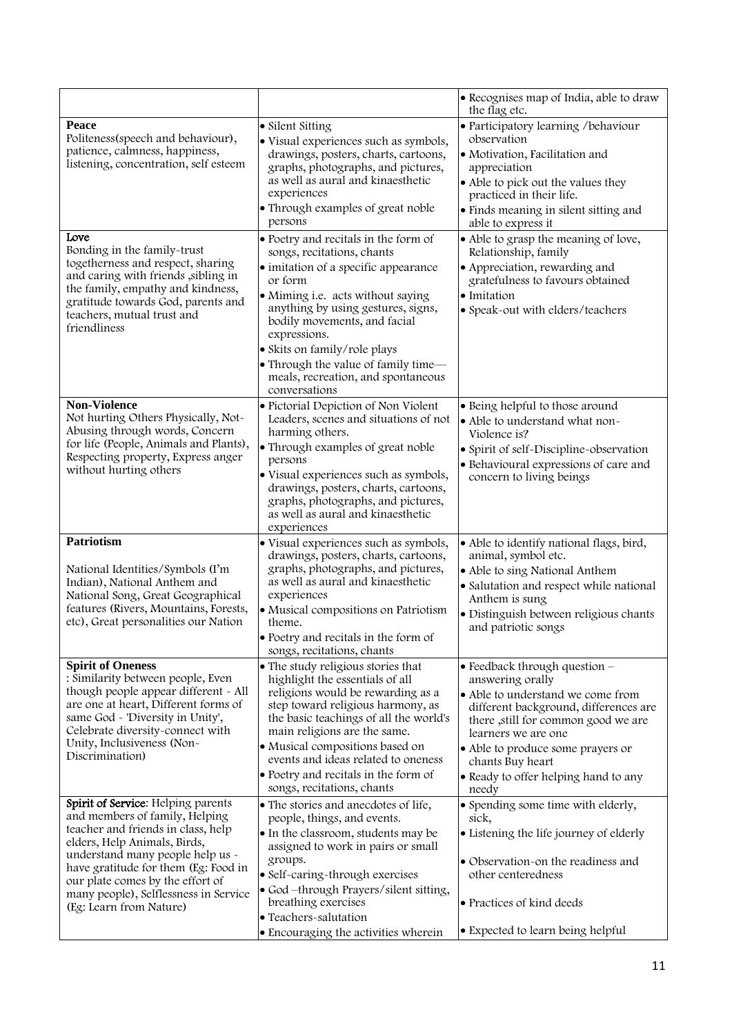| | | |
|---|---|---|
| | | • Recognises map of India, able to draw the flag etc. |
| **Peace**<br>Politeness(speech and behaviour), patience, calmness, happiness, listening, concentration, self esteem | • Silent Sitting<br>• Visual experiences such as symbols, drawings, posters, charts, cartoons, graphs, photographs, and pictures, as well as aural and kinaesthetic experiences<br>• Through examples of great noble persons | • Participatory learning /behaviour observation<br>• Motivation, Facilitation and appreciation<br>• Able to pick out the values they practiced in their life.<br>• Finds meaning in silent sitting and able to express it |
| **Love**<br>Bonding in the family-trust togetherness and respect, sharing and caring with friends ,sibling in the family, empathy and kindness, gratitude towards God, parents and teachers, mutual trust and friendliness | • Poetry and recitals in the form of songs, recitations, chants<br>• imitation of a specific appearance or form<br>• Miming i.e. acts without saying anything by using gestures, signs, bodily movements, and facial expressions.<br>• Skits on family/role plays<br>• Through the value of family time—meals, recreation, and spontaneous conversations | • Able to grasp the meaning of love, Relationship, family<br>• Appreciation, rewarding and gratefulness to favours obtained<br>• Imitation<br>• Speak-out with elders/teachers |
| **Non-Violence**<br>Not hurting Others Physically, Not-Abusing through words, Concern for life (People, Animals and Plants), Respecting property, Express anger without hurting others | • Pictorial Depiction of Non Violent Leaders, scenes and situations of not harming others.<br>• Through examples of great noble persons<br>• Visual experiences such as symbols, drawings, posters, charts, cartoons, graphs, photographs, and pictures, as well as aural and kinaesthetic experiences | • Being helpful to those around<br>• Able to understand what non-Violence is?<br>• Spirit of self-Discipline-observation<br>• Behavioural expressions of care and concern to living beings |
| **Patriotism**<br><br>National Identities/Symbols (I'm Indian), National Anthem and National Song, Great Geographical features (Rivers, Mountains, Forests, etc), Great personalities our Nation | • Visual experiences such as symbols, drawings, posters, charts, cartoons, graphs, photographs, and pictures, as well as aural and kinaesthetic experiences<br>• Musical compositions on Patriotism theme.<br>• Poetry and recitals in the form of songs, recitations, chants | • Able to identify national flags, bird, animal, symbol etc.<br>• Able to sing National Anthem<br>• Salutation and respect while national Anthem is sung<br>• Distinguish between religious chants and patriotic songs |
| **Spirit of Oneness**<br>: Similarity between people, Even though people appear different - All are one at heart, Different forms of same God - 'Diversity in Unity', Celebrate diversity-connect with Unity, Inclusiveness (Non-Discrimination) | • The study religious stories that highlight the essentials of all religions would be rewarding as a step toward religious harmony, as the basic teachings of all the world's main religions are the same.<br>• Musical compositions based on events and ideas related to oneness<br>• Poetry and recitals in the form of songs, recitations, chants | • Feedback through question – answering orally<br>• Able to understand we come from different background, differences are there ,still for common good we are learners we are one<br>• Able to produce some prayers or chants Buy heart<br>• Ready to offer helping hand to any needy |
| **Spirit of Service**: Helping parents and members of family, Helping teacher and friends in class, help elders, Help Animals, Birds, understand many people help us - have gratitude for them (Eg: Food in our plate comes by the effort of many people), Selflessness in Service (Eg: Learn from Nature) | • The stories and anecdotes of life, people, things, and events.<br>• In the classroom, students may be assigned to work in pairs or small groups.<br>• Self-caring-through exercises<br>• God –through Prayers/silent sitting, breathing exercises<br>• Teachers-salutation<br>• Encouraging the activities wherein | • Spending some time with elderly, sick,<br>• Listening the life journey of elderly<br>• Observation-on the readiness and other centeredness<br>• Practices of kind deeds<br>• Expected to learn being helpful |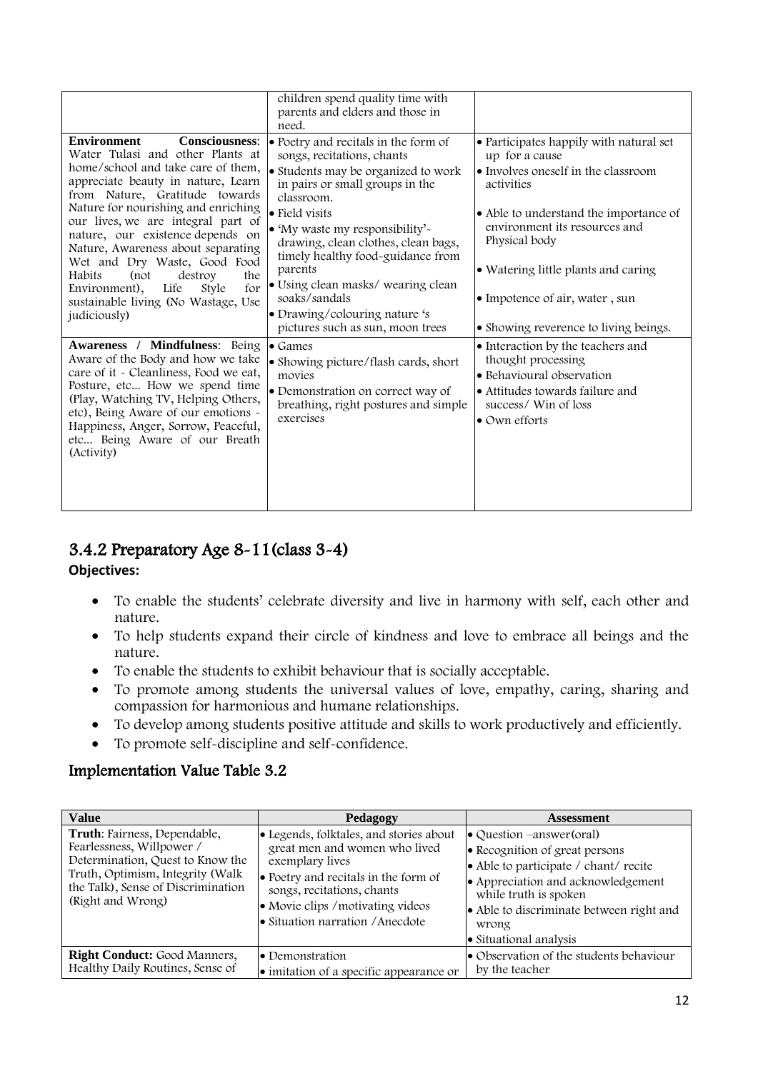| | | |
|---|---|---|
| | children spend quality time with parents and elders and those in need. | |
| **Environment Consciousness**: Water Tulasi and other Plants at home/school and take care of them, appreciate beauty in nature, Learn from Nature, Gratitude towards Nature for nourishing and enriching our lives, we are integral part of nature, our existence depends on Nature, Awareness about separating Wet and Dry Waste, Good Food Habits (not destroy the Environment), Life Style for sustainable living (No Wastage, Use judiciously) | • Poetry and recitals in the form of songs, recitations, chants<br>• Students may be organized to work in pairs or small groups in the classroom.<br>• Field visits<br>• 'My waste my responsibility'- drawing, clean clothes, clean bags, timely healthy food-guidance from parents<br>• Using clean masks/ wearing clean soaks/sandals<br>• Drawing/colouring nature 's pictures such as sun, moon trees | • Participates happily with natural set up for a cause<br>• Involves oneself in the classroom activities<br>• Able to understand the importance of environment its resources and Physical body<br>• Watering little plants and caring<br>• Impotence of air, water , sun<br>• Showing reverence to living beings. |
| **Awareness / Mindfulness**: Being Aware of the Body and how we take care of it - Cleanliness, Food we eat, Posture, etc... How we spend time (Play, Watching TV, Helping Others, etc), Being Aware of our emotions - Happiness, Anger, Sorrow, Peaceful, etc... Being Aware of our Breath (Activity) | • Games<br>• Showing picture/flash cards, short movies<br>• Demonstration on correct way of breathing, right postures and simple exercises | • Interaction by the teachers and thought processing<br>• Behavioural observation<br>• Attitudes towards failure and success/ Win of loss<br>• Own efforts |

## 3.4.2 Preparatory Age 8-11(class 3-4)

**Objectives:**

- To enable the students' celebrate diversity and live in harmony with self, each other and nature.
- To help students expand their circle of kindness and love to embrace all beings and the nature.
- To enable the students to exhibit behaviour that is socially acceptable.
- To promote among students the universal values of love, empathy, caring, sharing and compassion for harmonious and humane relationships.
- To develop among students positive attitude and skills to work productively and efficiently.
- To promote self-discipline and self-confidence.

## Implementation Value Table 3.2

| Value | Pedagogy | Assessment |
|---|---|---|
| **Truth**: Fairness, Dependable, Fearlessness, Willpower / Determination, Quest to Know the Truth, Optimism, Integrity (Walk the Talk), Sense of Discrimination (Right and Wrong) | • Legends, folktales, and stories about great men and women who lived exemplary lives<br>• Poetry and recitals in the form of songs, recitations, chants<br>• Movie clips /motivating videos<br>• Situation narration /Anecdote | • Question –answer(oral)<br>• Recognition of great persons<br>• Able to participate / chant/ recite<br>• Appreciation and acknowledgement while truth is spoken<br>• Able to discriminate between right and wrong<br>• Situational analysis |
| **Right Conduct:** Good Manners, Healthy Daily Routines, Sense of | • Demonstration<br>• imitation of a specific appearance or | • Observation of the students behaviour by the teacher |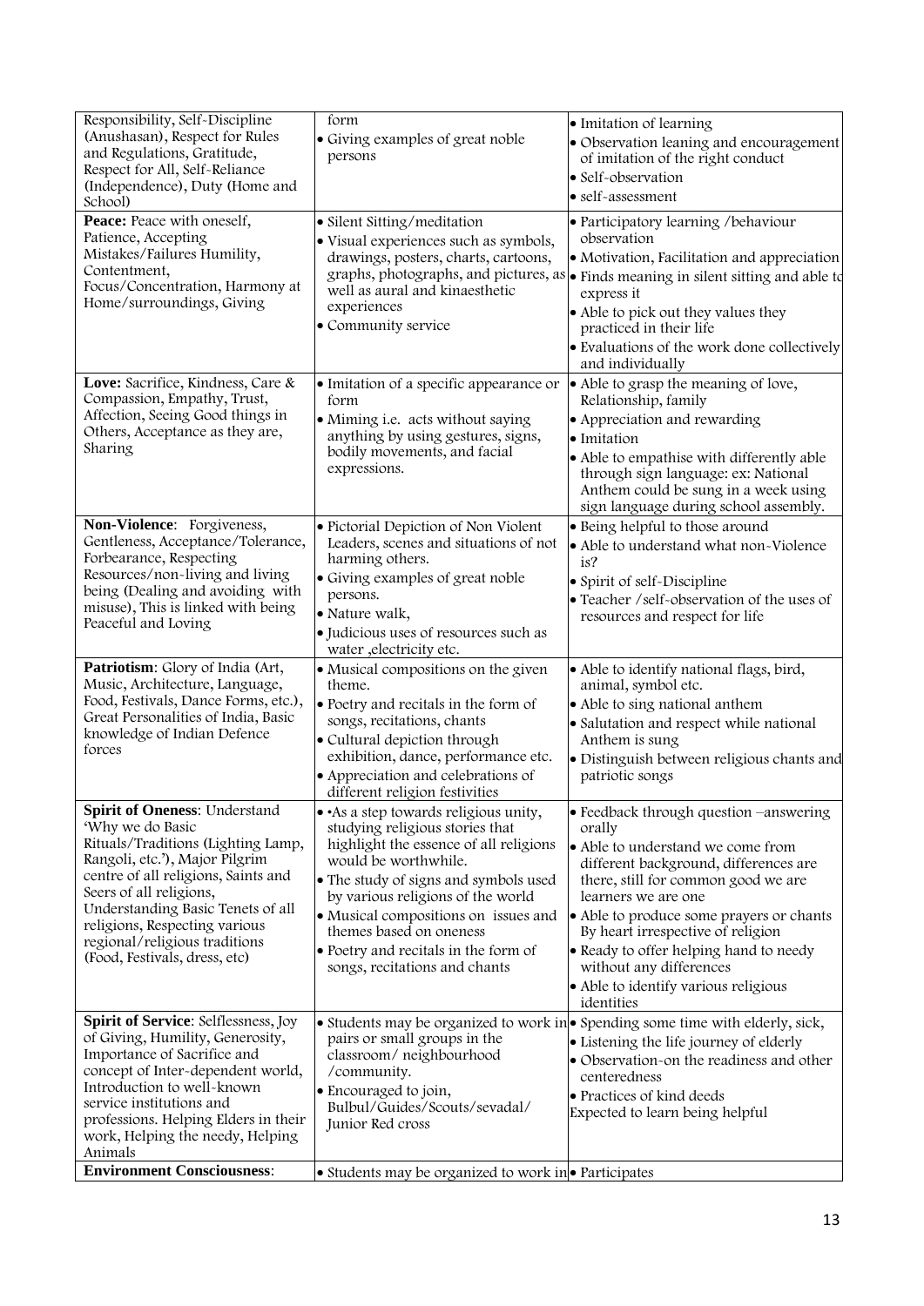| | | |
|---|---|---|
| Responsibility, Self-Discipline (Anushasan), Respect for Rules and Regulations, Gratitude, Respect for All, Self-Reliance (Independence), Duty (Home and School) | form<br>• Giving examples of great noble persons | • Imitation of learning<br>• Observation leaning and encouragement of imitation of the right conduct<br>• Self-observation<br>• self-assessment |
| **Peace:** Peace with oneself, Patience, Accepting Mistakes/Failures Humility, Contentment, Focus/Concentration, Harmony at Home/surroundings, Giving | • Silent Sitting/meditation<br>• Visual experiences such as symbols, drawings, posters, charts, cartoons, graphs, photographs, and pictures, as well as aural and kinaesthetic experiences<br>• Community service | • Participatory learning /behaviour observation<br>• Motivation, Facilitation and appreciation<br>• Finds meaning in silent sitting and able to express it<br>• Able to pick out they values they practiced in their life<br>• Evaluations of the work done collectively and individually |
| **Love:** Sacrifice, Kindness, Care & Compassion, Empathy, Trust, Affection, Seeing Good things in Others, Acceptance as they are, Sharing | • Imitation of a specific appearance or form<br>• Miming i.e. acts without saying anything by using gestures, signs, bodily movements, and facial expressions. | • Able to grasp the meaning of love, Relationship, family<br>• Appreciation and rewarding<br>• Imitation<br>• Able to empathise with differently able through sign language: ex: National Anthem could be sung in a week using sign language during school assembly. |
| **Non-Violence**: Forgiveness, Gentleness, Acceptance/Tolerance, Forbearance, Respecting Resources/non-living and living being (Dealing and avoiding with misuse), This is linked with being Peaceful and Loving | • Pictorial Depiction of Non Violent Leaders, scenes and situations of not harming others.<br>• Giving examples of great noble persons.<br>• Nature walk,<br>• Judicious uses of resources such as water ,electricity etc. | • Being helpful to those around<br>• Able to understand what non-Violence is?<br>• Spirit of self-Discipline<br>• Teacher /self-observation of the uses of resources and respect for life |
| **Patriotism**: Glory of India (Art, Music, Architecture, Language, Food, Festivals, Dance Forms, etc.), Great Personalities of India, Basic knowledge of Indian Defence forces | • Musical compositions on the given theme.<br>• Poetry and recitals in the form of songs, recitations, chants<br>• Cultural depiction through exhibition, dance, performance etc.<br>• Appreciation and celebrations of different religion festivities | • Able to identify national flags, bird, animal, symbol etc.<br>• Able to sing national anthem<br>• Salutation and respect while national Anthem is sung<br>• Distinguish between religious chants and patriotic songs |
| **Spirit of Oneness**: Understand 'Why we do Basic Rituals/Traditions (Lighting Lamp, Rangoli, etc.'), Major Pilgrim centre of all religions, Saints and Seers of all religions, Understanding Basic Tenets of all religions, Respecting various regional/religious traditions (Food, Festivals, dress, etc) | • •As a step towards religious unity, studying religious stories that highlight the essence of all religions would be worthwhile.<br>• The study of signs and symbols used by various religions of the world<br>• Musical compositions on issues and themes based on oneness<br>• Poetry and recitals in the form of songs, recitations and chants | • Feedback through question –answering orally<br>• Able to understand we come from different background, differences are there, still for common good we are learners we are one<br>• Able to produce some prayers or chants By heart irrespective of religion<br>• Ready to offer helping hand to needy without any differences<br>• Able to identify various religious identities |
| **Spirit of Service**: Selflessness, Joy of Giving, Humility, Generosity, Importance of Sacrifice and concept of Inter-dependent world, Introduction to well-known service institutions and professions. Helping Elders in their work, Helping the needy, Helping Animals | • Students may be organized to work in pairs or small groups in the classroom/ neighbourhood /community.<br>• Encouraged to join, Bulbul/Guides/Scouts/sevadal/ Junior Red cross | • Spending some time with elderly, sick,<br>• Listening the life journey of elderly<br>• Observation-on the readiness and other centeredness<br>• Practices of kind deeds<br>Expected to learn being helpful |
| **Environment Consciousness**: | • Students may be organized to work in | • Participates |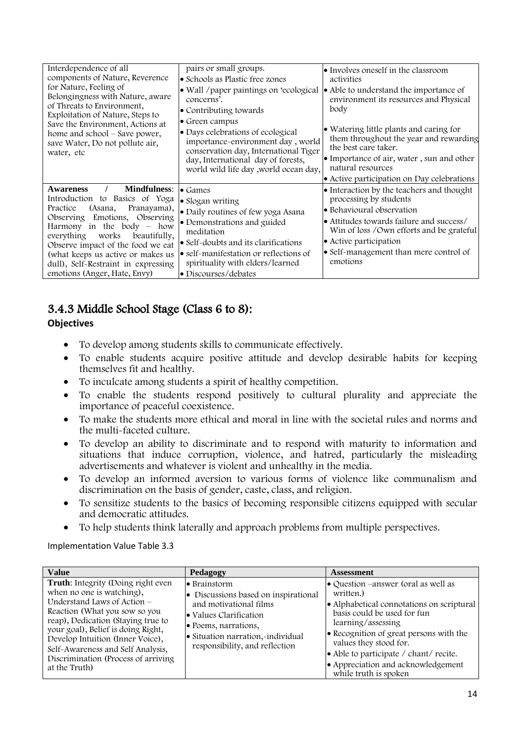| | | |
|---|---|---|
| Interdependence of all components of Nature, Reverence for Nature, Feeling of Belongingness with Nature, aware of Threats to Environment, Exploitation of Nature, Steps to Save the Environment, Actions at home and school – Save power, save Water, Do not pollute air, water, etc | pairs or small groups.<br>• Schools as Plastic free zones<br>• Wall /paper paintings on 'ecological concerns'.<br>• Contributing towards<br>• Green campus<br>• Days celebrations of ecological importance-environment day , world conservation day, International Tiger day, International day of forests, world wild life day ,world ocean day, | • Involves oneself in the classroom activities<br>• Able to understand the importance of environment its resources and Physical body<br>• Watering little plants and caring for them throughout the year and rewarding the best care taker.<br>• Importance of air, water , sun and other natural resources<br>• Active participation on Day celebrations |
| **Awareness / Mindfulness**: Introduction to Basics of Yoga Practice (Asana, Pranayama), Observing Emotions, Observing Harmony in the body – how everything works beautifully, Observe impact of the food we eat (what keeps us active or makes us dull), Self-Restraint in expressing emotions (Anger, Hate, Envy) | • Games<br>• Slogan writing<br>• Daily routines of few yoga Asana<br>• Demonstrations and guided meditation<br>• Self-doubts and its clarifications<br>• self-manifestation or reflections of spirituality with elders/learned<br>• Discourses/debates | • Interaction by the teachers and thought processing by students<br>• Behavioural observation<br>• Attitudes towards failure and success/ Win of loss /Own efforts and be grateful<br>• Active participation<br>• Self-management than mere control of emotions |

## 3.4.3 Middle School Stage (Class 6 to 8):

**Objectives**

- To develop among students skills to communicate effectively.
- To enable students acquire positive attitude and develop desirable habits for keeping themselves fit and healthy.
- To inculcate among students a spirit of healthy competition.
- To enable the students respond positively to cultural plurality and appreciate the importance of peaceful coexistence.
- To make the students more ethical and moral in line with the societal rules and norms and the multi-faceted culture.
- To develop an ability to discriminate and to respond with maturity to information and situations that induce corruption, violence, and hatred, particularly the misleading advertisements and whatever is violent and unhealthy in the media.
- To develop an informed aversion to various forms of violence like communalism and discrimination on the basis of gender, caste, class, and religion.
- To sensitize students to the basics of becoming responsible citizens equipped with secular and democratic attitudes.
- To help students think laterally and approach problems from multiple perspectives.

Implementation Value Table 3.3

| Value | Pedagogy | Assessment |
|---|---|---|
| **Truth**: Integrity (Doing right even when no one is watching), Understand Laws of Action – Reaction (What you sow so you reap), Dedication (Staying true to your goal), Belief is doing Right, Develop Intuition (Inner Voice), Self-Awareness and Self Analysis, Discrimination (Process of arriving at the Truth) | • Brainstorm<br>• Discussions based on inspirational and motivational films<br>• Values Clarification<br>• Poems, narrations,<br>• Situation narration,-individual responsibility, and reflection | • Question –answer (oral as well as written.)<br>• Alphabetical connotations on scriptural basis could be used for fun learning/assessing<br>• Recognition of great persons with the values they stood for.<br>• Able to participate / chant/ recite.<br>• Appreciation and acknowledgement while truth is spoken |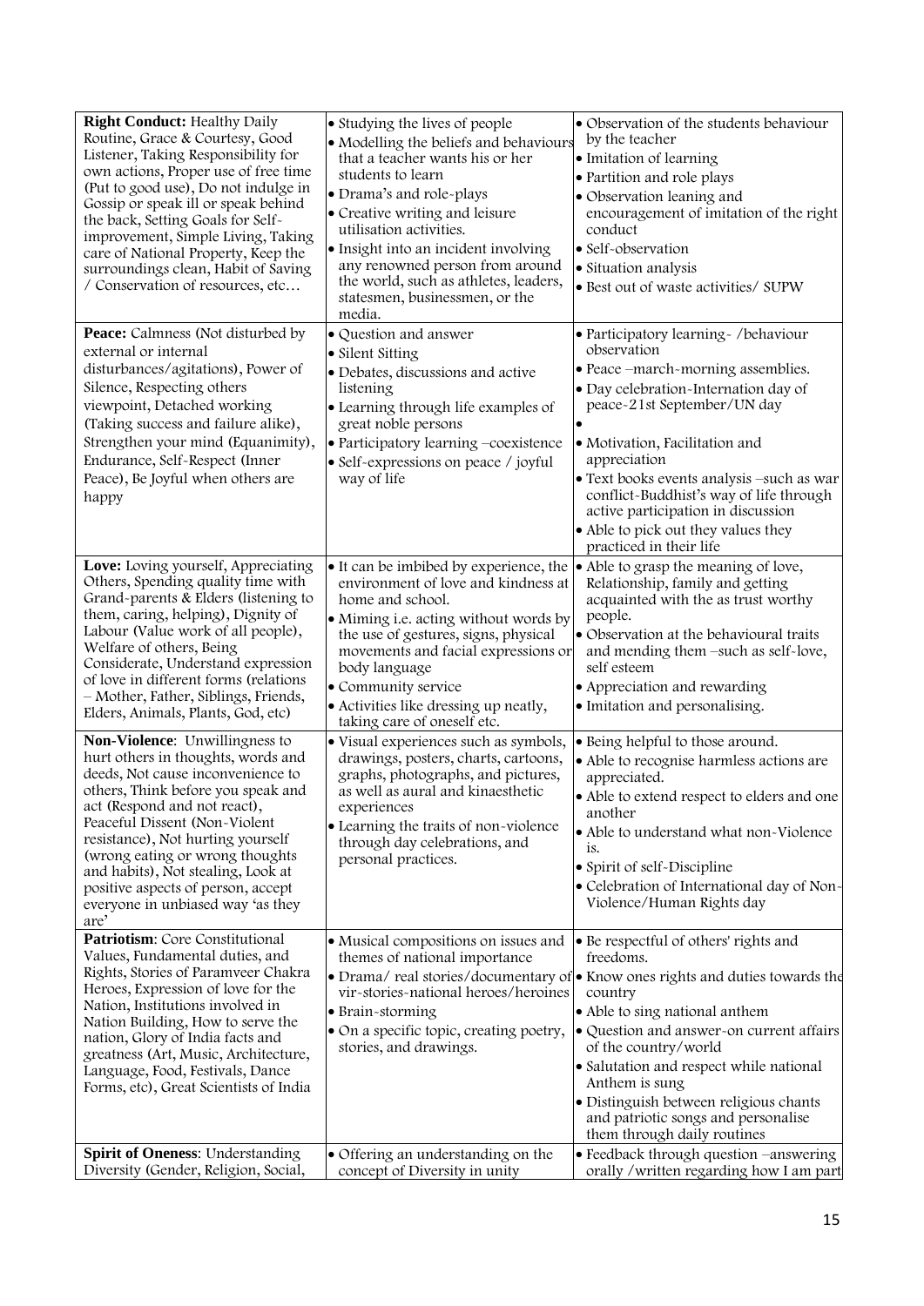| | | |
|---|---|---|
| **Right Conduct:** Healthy Daily Routine, Grace & Courtesy, Good Listener, Taking Responsibility for own actions, Proper use of free time (Put to good use), Do not indulge in Gossip or speak ill or speak behind the back, Setting Goals for Self-improvement, Simple Living, Taking care of National Property, Keep the surroundings clean, Habit of Saving / Conservation of resources, etc… | • Studying the lives of people<br>• Modelling the beliefs and behaviours that a teacher wants his or her students to learn<br>• Drama's and role-plays<br>• Creative writing and leisure utilisation activities.<br>• Insight into an incident involving any renowned person from around the world, such as athletes, leaders, statesmen, businessmen, or the media. | • Observation of the students behaviour by the teacher<br>• Imitation of learning<br>• Partition and role plays<br>• Observation leaning and encouragement of imitation of the right conduct<br>• Self-observation<br>• Situation analysis<br>• Best out of waste activities/ SUPW |
| **Peace:** Calmness (Not disturbed by external or internal disturbances/agitations), Power of Silence, Respecting others viewpoint, Detached working (Taking success and failure alike), Strengthen your mind (Equanimity), Endurance, Self-Respect (Inner Peace), Be Joyful when others are happy | • Question and answer<br>• Silent Sitting<br>• Debates, discussions and active listening<br>• Learning through life examples of great noble persons<br>• Participatory learning –coexistence<br>• Self-expressions on peace / joyful way of life | • Participatory learning- /behaviour observation<br>• Peace –march-morning assemblies.<br>• Day celebration-Internation day of peace-21st September/UN day<br>•<br>• Motivation, Facilitation and appreciation<br>• Text books events analysis –such as war conflict-Buddhist's way of life through active participation in discussion<br>• Able to pick out they values they practiced in their life |
| **Love:** Loving yourself, Appreciating Others, Spending quality time with Grand-parents & Elders (listening to them, caring, helping), Dignity of Labour (Value work of all people), Welfare of others, Being Considerate, Understand expression of love in different forms (relations – Mother, Father, Siblings, Friends, Elders, Animals, Plants, God, etc) | • It can be imbibed by experience, the environment of love and kindness at home and school.<br>• Miming i.e. acting without words by the use of gestures, signs, physical movements and facial expressions or body language<br>• Community service<br>• Activities like dressing up neatly, taking care of oneself etc. | • Able to grasp the meaning of love, Relationship, family and getting acquainted with the as trust worthy people.<br>• Observation at the behavioural traits and mending them –such as self-love, self esteem<br>• Appreciation and rewarding<br>• Imitation and personalising. |
| **Non-Violence**: Unwillingness to hurt others in thoughts, words and deeds, Not cause inconvenience to others, Think before you speak and act (Respond and not react), Peaceful Dissent (Non-Violent resistance), Not hurting yourself (wrong eating or wrong thoughts and habits), Not stealing, Look at positive aspects of person, accept everyone in unbiased way 'as they are' | • Visual experiences such as symbols, drawings, posters, charts, cartoons, graphs, photographs, and pictures, as well as aural and kinaesthetic experiences<br>• Learning the traits of non-violence through day celebrations, and personal practices. | • Being helpful to those around.<br>• Able to recognise harmless actions are appreciated.<br>• Able to extend respect to elders and one another<br>• Able to understand what non-Violence is.<br>• Spirit of self-Discipline<br>• Celebration of International day of Non-Violence/Human Rights day |
| **Patriotism**: Core Constitutional Values, Fundamental duties, and Rights, Stories of Paramveer Chakra Heroes, Expression of love for the Nation, Institutions involved in Nation Building, How to serve the nation, Glory of India facts and greatness (Art, Music, Architecture, Language, Food, Festivals, Dance Forms, etc), Great Scientists of India | • Musical compositions on issues and themes of national importance<br>• Drama/ real stories/documentary of vir-stories-national heroes/heroines<br>• Brain-storming<br>• On a specific topic, creating poetry, stories, and drawings. | • Be respectful of others' rights and freedoms.<br>• Know ones rights and duties towards the country<br>• Able to sing national anthem<br>• Question and answer-on current affairs of the country/world<br>• Salutation and respect while national Anthem is sung<br>• Distinguish between religious chants and patriotic songs and personalise them through daily routines |
| **Spirit of Oneness**: Understanding Diversity (Gender, Religion, Social, | • Offering an understanding on the concept of Diversity in unity | • Feedback through question –answering orally /written regarding how I am part |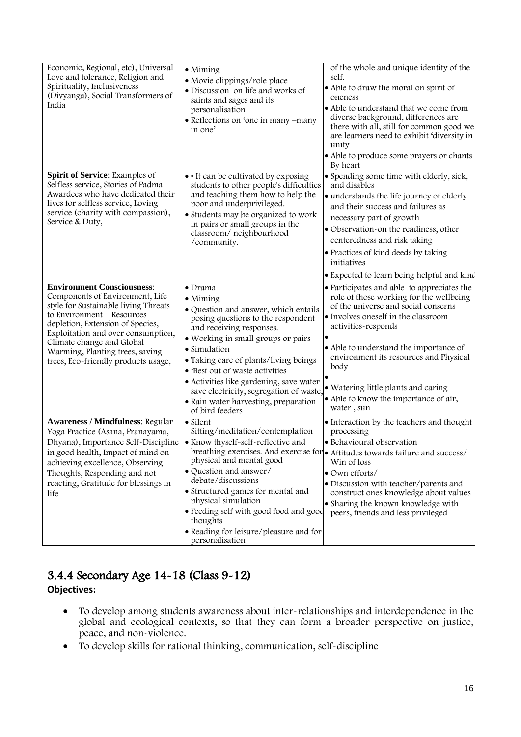| | | |
|---|---|---|
| Economic, Regional, etc), Universal Love and tolerance, Religion and Spirituality, Inclusiveness (Divyanga), Social Transformers of India | • Miming<br>• Movie clippings/role place<br>• Discussion on life and works of saints and sages and its personalisation<br>• Reflections on 'one in many –many in one' | of the whole and unique identity of the self.<br>• Able to draw the moral on spirit of oneness<br>• Able to understand that we come from diverse background, differences are there with all, still for common good we are learners need to exhibit 'diversity in unity<br>• Able to produce some prayers or chants By heart |
| **Spirit of Service**: Examples of Selfless service, Stories of Padma Awardees who have dedicated their lives for selfless service, Loving service (charity with compassion), Service & Duty, | • • It can be cultivated by exposing students to other people's difficulties and teaching them how to help the poor and underprivileged.<br>• Students may be organized to work in pairs or small groups in the classroom/ neighbourhood /community. | • Spending some time with elderly, sick, and disables<br>• understands the life journey of elderly and their success and failures as necessary part of growth<br>• Observation-on the readiness, other centeredness and risk taking<br>• Practices of kind deeds by taking initiatives<br>• Expected to learn being helpful and kind |
| **Environment Consciousness**: Components of Environment, Life style for Sustainable living Threats to Environment – Resources depletion, Extension of Species, Exploitation and over consumption, Climate change and Global Warming, Planting trees, saving trees, Eco-friendly products usage, | • Drama<br>• Miming<br>• Question and answer, which entails posing questions to the respondent and receiving responses.<br>• Working in small groups or pairs<br>• Simulation<br>• Taking care of plants/living beings<br>• 'Best out of waste activities<br>• Activities like gardening, save water save electricity, segregation of waste,<br>• Rain water harvesting, preparation of bird feeders | • Participates and able to appreciates the role of those working for the wellbeing of the universe and social conserns<br>• Involves oneself in the classroom activities-responds<br>•<br>• Able to understand the importance of environment its resources and Physical body<br>•<br>• Watering little plants and caring<br>• Able to know the importance of air, water , sun |
| **Awareness / Mindfulness**: Regular Yoga Practice (Asana, Pranayama, Dhyana), Importance Self-Discipline in good health, Impact of mind on achieving excellence, Observing Thoughts, Responding and not reacting, Gratitude for blessings in life | • Silent Sitting/meditation/contemplation<br>• Know thyself-self-reflective and breathing exercises. And exercise for physical and mental good<br>• Question and answer/ debate/discussions<br>• Structured games for mental and physical simulation<br>• Feeding self with good food and good thoughts<br>• Reading for leisure/pleasure and for personalisation | • Interaction by the teachers and thought processing<br>• Behavioural observation<br>• Attitudes towards failure and success/ Win of loss<br>• Own efforts/<br>• Discussion with teacher/parents and construct ones knowledge about values<br>• Sharing the known knowledge with peers, friends and less privileged |

### 3.4.4 Secondary Age 14-18 (Class 9-12)

**Objectives:**

- To develop among students awareness about inter-relationships and interdependence in the global and ecological contexts, so that they can form a broader perspective on justice, peace, and non-violence.
- To develop skills for rational thinking, communication, self-discipline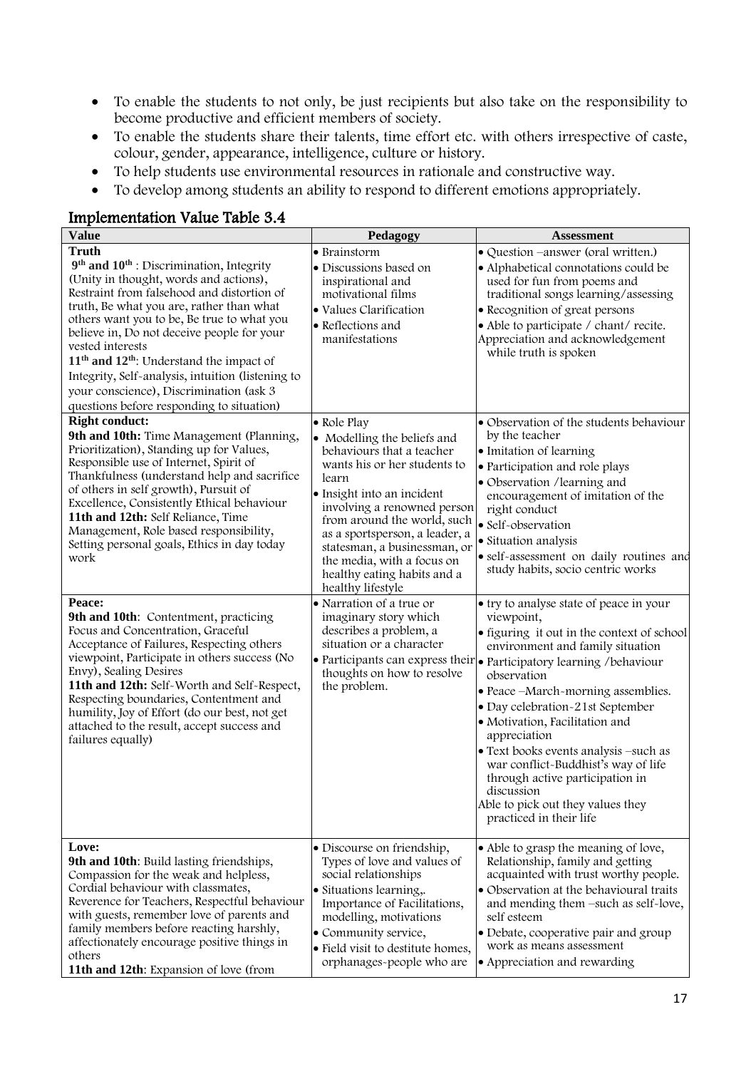- To enable the students to not only, be just recipients but also take on the responsibility to become productive and efficient members of society.
- To enable the students share their talents, time effort etc. with others irrespective of caste, colour, gender, appearance, intelligence, culture or history.
- To help students use environmental resources in rationale and constructive way.
- To develop among students an ability to respond to different emotions appropriately.

## Implementation Value Table 3.4

| Value | Pedagogy | Assessment |
|---|---|---|
| **Truth**<br>**9th and 10th** : Discrimination, Integrity (Unity in thought, words and actions), Restraint from falsehood and distortion of truth, Be what you are, rather than what others want you to be, Be true to what you believe in, Do not deceive people for your vested interests<br>**11th and 12th**: Understand the impact of Integrity, Self-analysis, intuition (listening to your conscience), Discrimination (ask 3 questions before responding to situation) | • Brainstorm<br>• Discussions based on inspirational and motivational films<br>• Values Clarification<br>• Reflections and manifestations | • Question –answer (oral written.)<br>• Alphabetical connotations could be used for fun from poems and traditional songs learning/assessing<br>• Recognition of great persons<br>• Able to participate / chant/ recite.<br>Appreciation and acknowledgement while truth is spoken |
| **Right conduct:**<br>**9th and 10th:** Time Management (Planning, Prioritization), Standing up for Values, Responsible use of Internet, Spirit of Thankfulness (understand help and sacrifice of others in self growth), Pursuit of Excellence, Consistently Ethical behaviour<br>**11th and 12th:** Self Reliance, Time Management, Role based responsibility, Setting personal goals, Ethics in day today work | • Role Play<br>• Modelling the beliefs and behaviours that a teacher wants his or her students to learn<br>• Insight into an incident involving a renowned person from around the world, such as a sportsperson, a leader, a statesman, a businessman, or the media, with a focus on healthy eating habits and a healthy lifestyle | • Observation of the students behaviour by the teacher<br>• Imitation of learning<br>• Participation and role plays<br>• Observation /learning and encouragement of imitation of the right conduct<br>• Self-observation<br>• Situation analysis<br>• self-assessment on daily routines and study habits, socio centric works |
| **Peace:**<br>**9th and 10th**: Contentment, practicing Focus and Concentration, Graceful Acceptance of Failures, Respecting others viewpoint, Participate in others success (No Envy), Sealing Desires<br>**11th and 12th:** Self-Worth and Self-Respect, Respecting boundaries, Contentment and humility, Joy of Effort (do our best, not get attached to the result, accept success and failures equally) | • Narration of a true or imaginary story which describes a problem, a situation or a character<br>• Participants can express their thoughts on how to resolve the problem. | • try to analyse state of peace in your viewpoint,<br>• figuring it out in the context of school environment and family situation<br>• Participatory learning /behaviour observation<br>• Peace –March-morning assemblies.<br>• Day celebration-21st September<br>• Motivation, Facilitation and appreciation<br>• Text books events analysis –such as war conflict-Buddhist's way of life through active participation in discussion<br>Able to pick out they values they practiced in their life |
| **Love:**<br>**9th and 10th**: Build lasting friendships, Compassion for the weak and helpless, Cordial behaviour with classmates, Reverence for Teachers, Respectful behaviour with guests, remember love of parents and family members before reacting harshly, affectionately encourage positive things in others<br>**11th and 12th**: Expansion of love (from | • Discourse on friendship, Types of love and values of social relationships<br>• Situations learning,. Importance of Facilitations, modelling, motivations<br>• Community service,<br>• Field visit to destitute homes, orphanages-people who are | • Able to grasp the meaning of love, Relationship, family and getting acquainted with trust worthy people.<br>• Observation at the behavioural traits and mending them –such as self-love, self esteem<br>• Debate, cooperative pair and group work as means assessment<br>• Appreciation and rewarding |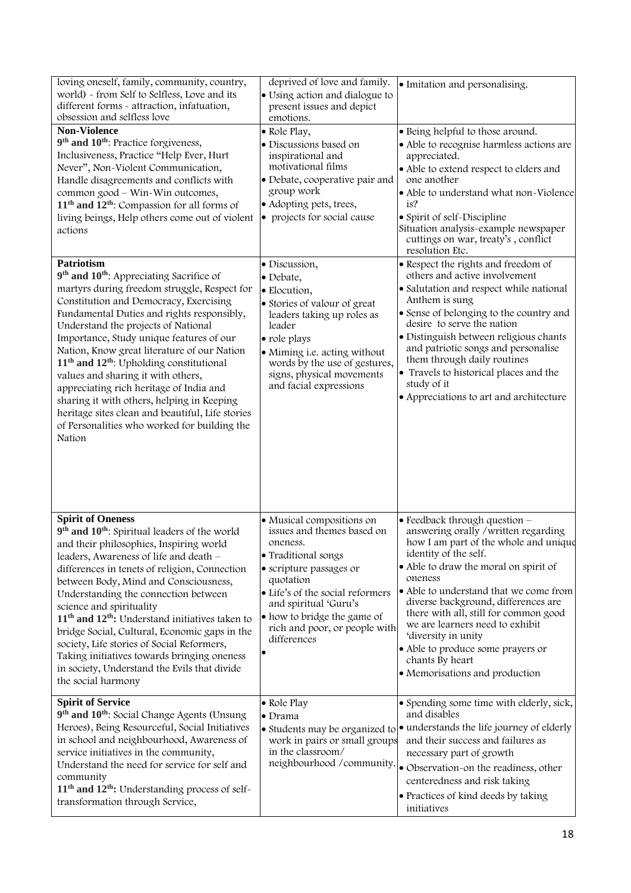| | | |
|---|---|---|
| loving oneself, family, community, country, world) - from Self to Selfless, Love and its different forms - attraction, infatuation, obsession and selfless love | deprived of love and family. <br>• Using action and dialogue to present issues and depict emotions. | • Imitation and personalising. |
| **Non-Violence**<br>**9th and 10th**: Practice forgiveness, Inclusiveness, Practice "Help Ever, Hurt Never", Non-Violent Communication, Handle disagreements and conflicts with common good – Win-Win outcomes,<br>**11th and 12th**: Compassion for all forms of living beings, Help others come out of violent actions | • Role Play,<br>• Discussions based on inspirational and motivational films<br>• Debate, cooperative pair and group work<br>• Adopting pets, trees,<br>• projects for social cause | • Being helpful to those around.<br>• Able to recognise harmless actions are appreciated.<br>• Able to extend respect to elders and one another<br>• Able to understand what non-Violence is?<br>• Spirit of self-Discipline<br>Situation analysis-example newspaper cuttings on war, treaty's , conflict resolution Etc. |
| **Patriotism**<br>**9th and 10th**: Appreciating Sacrifice of martyrs during freedom struggle, Respect for Constitution and Democracy, Exercising Fundamental Duties and rights responsibly, Understand the projects of National Importance, Study unique features of our Nation, Know great literature of our Nation<br>**11th and 12th**: Upholding constitutional values and sharing it with others, appreciating rich heritage of India and sharing it with others, helping in Keeping heritage sites clean and beautiful, Life stories of Personalities who worked for building the Nation | • Discussion,<br>• Debate,<br>• Elocution,<br>• Stories of valour of great leaders taking up roles as leader<br>• role plays<br>• Miming i.e. acting without words by the use of gestures, signs, physical movements and facial expressions | • Respect the rights and freedom of others and active involvement<br>• Salutation and respect while national Anthem is sung<br>• Sense of belonging to the country and desire to serve the nation<br>• Distinguish between religious chants and patriotic songs and personalise them through daily routines<br>• Travels to historical places and the study of it<br>• Appreciations to art and architecture |
| **Spirit of Oneness**<br>**9th and 10th**: Spiritual leaders of the world and their philosophies, Inspiring world leaders, Awareness of life and death – differences in tenets of religion, Connection between Body, Mind and Consciousness, Understanding the connection between science and spirituality<br>**11th and 12th:** Understand initiatives taken to bridge Social, Cultural, Economic gaps in the society, Life stories of Social Reformers, Taking initiatives towards bringing oneness in society, Understand the Evils that divide the social harmony | • Musical compositions on issues and themes based on oneness.<br>• Traditional songs<br>• scripture passages or quotation<br>• Life's of the social reformers and spiritual 'Guru's<br>• how to bridge the game of rich and poor, or people with differences<br>• | • Feedback through question – answering orally /written regarding how I am part of the whole and unique identity of the self.<br>• Able to draw the moral on spirit of oneness<br>• Able to understand that we come from diverse background, differences are there with all, still for common good we are learners need to exhibit 'diversity in unity<br>• Able to produce some prayers or chants By heart<br>• Memorisations and production |
| **Spirit of Service**<br>**9th and 10th**: Social Change Agents (Unsung Heroes), Being Resourceful, Social Initiatives in school and neighbourhood, Awareness of service initiatives in the community, Understand the need for service for self and community<br>**11th and 12th:** Understanding process of self-transformation through Service, | • Role Play<br>• Drama<br>• Students may be organized to work in pairs or small groups in the classroom/ neighbourhood /community. | • Spending some time with elderly, sick, and disables<br>• understands the life journey of elderly and their success and failures as necessary part of growth<br>• Observation-on the readiness, other centeredness and risk taking<br>• Practices of kind deeds by taking initiatives |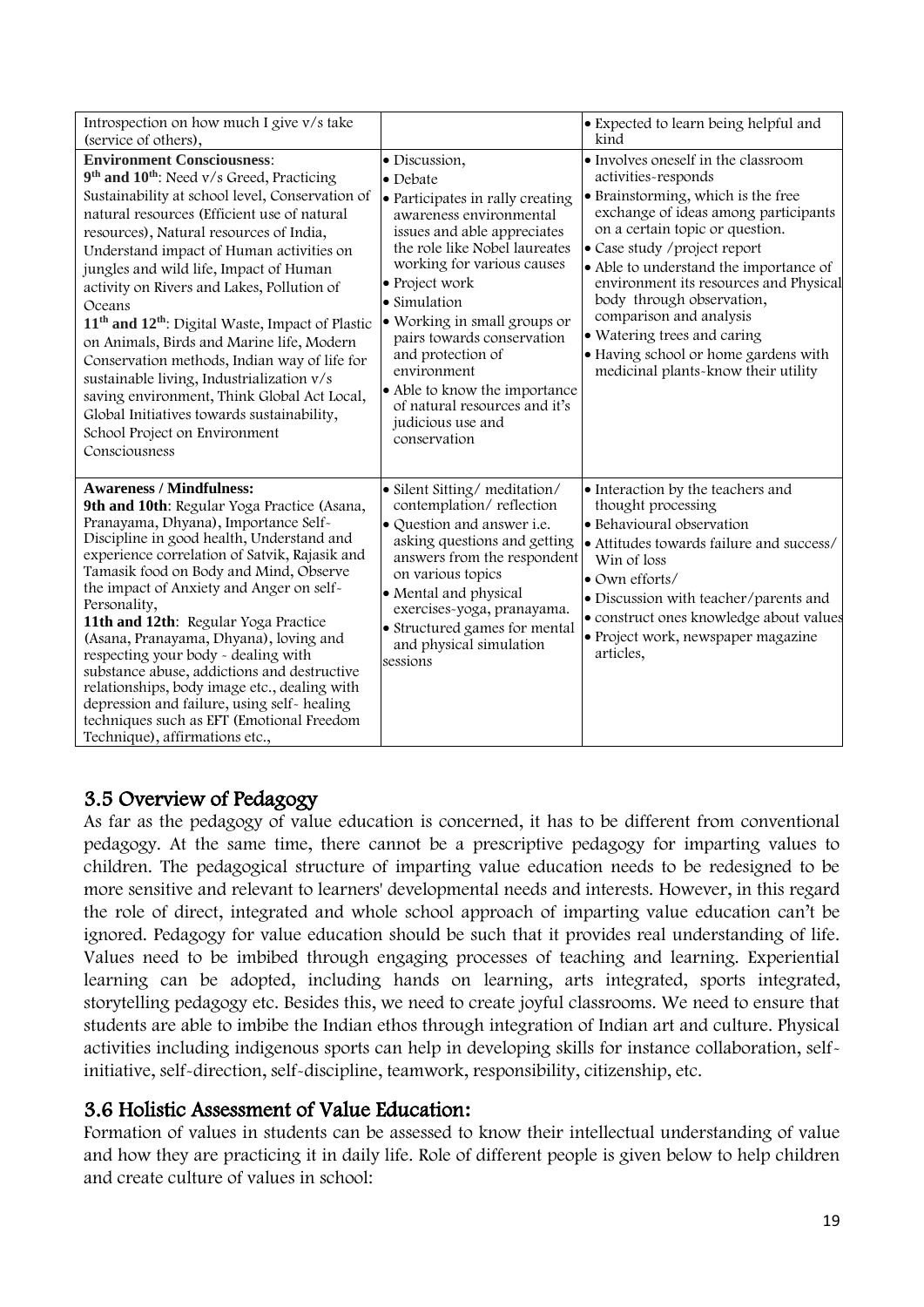| Introspection on how much I give v/s take (service of others), | | • Expected to learn being helpful and kind |
|---|---|---|
| **Environment Consciousness**: **9th and 10th**: Need v/s Greed, Practicing Sustainability at school level, Conservation of natural resources (Efficient use of natural resources), Natural resources of India, Understand impact of Human activities on jungles and wild life, Impact of Human activity on Rivers and Lakes, Pollution of Oceans **11th and 12th**: Digital Waste, Impact of Plastic on Animals, Birds and Marine life, Modern Conservation methods, Indian way of life for sustainable living, Industrialization v/s saving environment, Think Global Act Local, Global Initiatives towards sustainability, School Project on Environment Consciousness | • Discussion, • Debate • Participates in rally creating awareness environmental issues and able appreciates the role like Nobel laureates working for various causes • Project work • Simulation • Working in small groups or pairs towards conservation and protection of environment • Able to know the importance of natural resources and it's judicious use and conservation | • Involves oneself in the classroom activities-responds • Brainstorming, which is the free exchange of ideas among participants on a certain topic or question. • Case study /project report • Able to understand the importance of environment its resources and Physical body through observation, comparison and analysis • Watering trees and caring • Having school or home gardens with medicinal plants-know their utility |
| **Awareness / Mindfulness:** **9th and 10th**: Regular Yoga Practice (Asana, Pranayama, Dhyana), Importance Self-Discipline in good health, Understand and experience correlation of Satvik, Rajasik and Tamasik food on Body and Mind, Observe the impact of Anxiety and Anger on self-Personality, **11th and 12th**: Regular Yoga Practice (Asana, Pranayama, Dhyana), loving and respecting your body - dealing with substance abuse, addictions and destructive relationships, body image etc., dealing with depression and failure, using self- healing techniques such as EFT (Emotional Freedom Technique), affirmations etc., | • Silent Sitting/ meditation/ contemplation/ reflection • Question and answer i.e. asking questions and getting answers from the respondent on various topics • Mental and physical exercises-yoga, pranayama. • Structured games for mental and physical simulation sessions | • Interaction by the teachers and thought processing • Behavioural observation • Attitudes towards failure and success/ Win of loss • Own efforts/ • Discussion with teacher/parents and • construct ones knowledge about values • Project work, newspaper magazine articles, |

## 3.5 Overview of Pedagogy

As far as the pedagogy of value education is concerned, it has to be different from conventional pedagogy. At the same time, there cannot be a prescriptive pedagogy for imparting values to children. The pedagogical structure of imparting value education needs to be redesigned to be more sensitive and relevant to learners' developmental needs and interests. However, in this regard the role of direct, integrated and whole school approach of imparting value education can't be ignored. Pedagogy for value education should be such that it provides real understanding of life. Values need to be imbibed through engaging processes of teaching and learning. Experiential learning can be adopted, including hands on learning, arts integrated, sports integrated, storytelling pedagogy etc. Besides this, we need to create joyful classrooms. We need to ensure that students are able to imbibe the Indian ethos through integration of Indian art and culture. Physical activities including indigenous sports can help in developing skills for instance collaboration, self-initiative, self-direction, self-discipline, teamwork, responsibility, citizenship, etc.

## 3.6 Holistic Assessment of Value Education:

Formation of values in students can be assessed to know their intellectual understanding of value and how they are practicing it in daily life. Role of different people is given below to help children and create culture of values in school: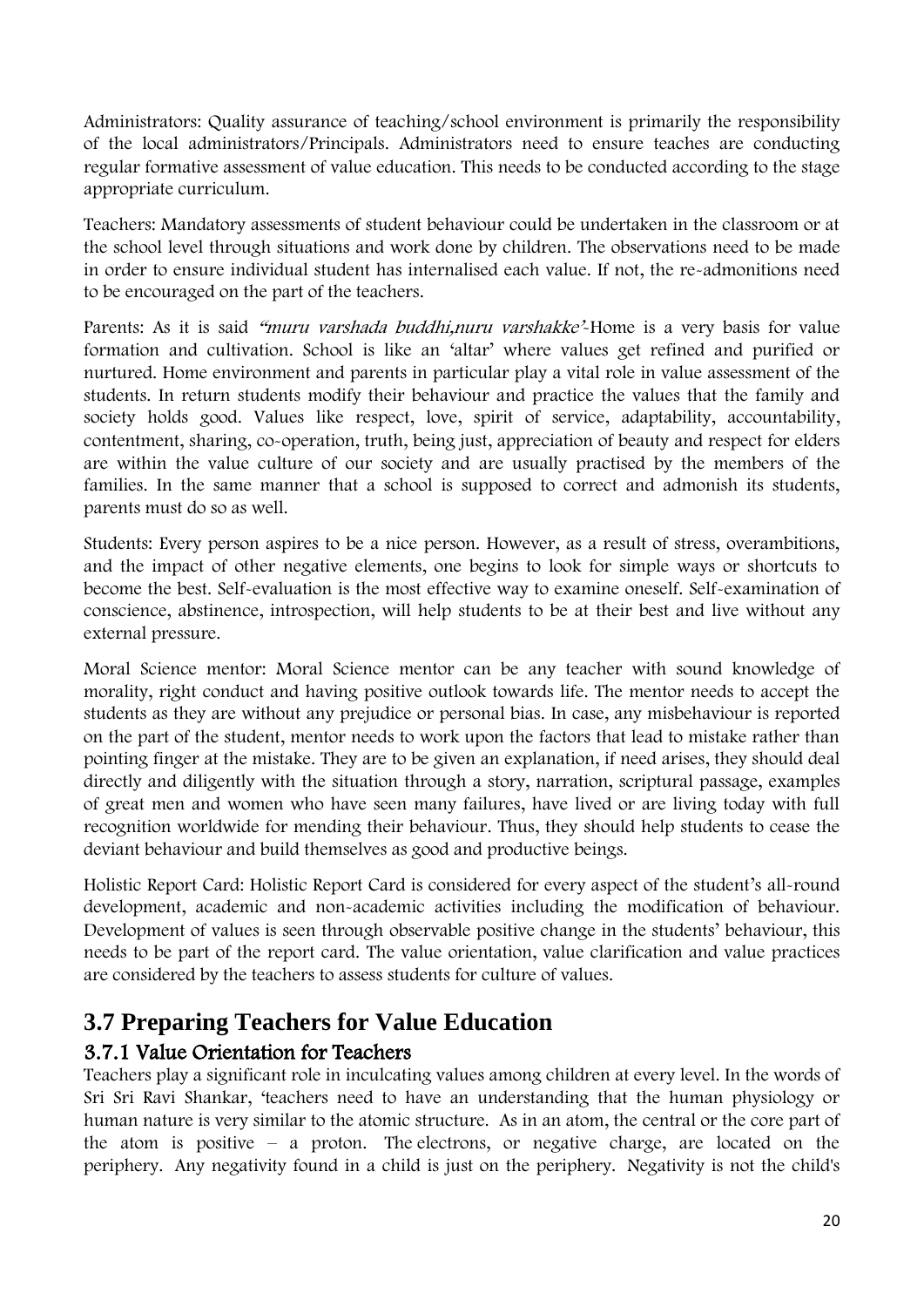Administrators: Quality assurance of teaching/school environment is primarily the responsibility of the local administrators/Principals. Administrators need to ensure teaches are conducting regular formative assessment of value education. This needs to be conducted according to the stage appropriate curriculum.

Teachers: Mandatory assessments of student behaviour could be undertaken in the classroom or at the school level through situations and work done by children. The observations need to be made in order to ensure individual student has internalised each value. If not, the re-admonitions need to be encouraged on the part of the teachers.

Parents: As it is said *"muru varshada buddhi,nuru varshakke'*-Home is a very basis for value formation and cultivation. School is like an 'altar' where values get refined and purified or nurtured. Home environment and parents in particular play a vital role in value assessment of the students. In return students modify their behaviour and practice the values that the family and society holds good. Values like respect, love, spirit of service, adaptability, accountability, contentment, sharing, co-operation, truth, being just, appreciation of beauty and respect for elders are within the value culture of our society and are usually practised by the members of the families. In the same manner that a school is supposed to correct and admonish its students, parents must do so as well.

Students: Every person aspires to be a nice person. However, as a result of stress, overambitions, and the impact of other negative elements, one begins to look for simple ways or shortcuts to become the best. Self-evaluation is the most effective way to examine oneself. Self-examination of conscience, abstinence, introspection, will help students to be at their best and live without any external pressure.

Moral Science mentor: Moral Science mentor can be any teacher with sound knowledge of morality, right conduct and having positive outlook towards life. The mentor needs to accept the students as they are without any prejudice or personal bias. In case, any misbehaviour is reported on the part of the student, mentor needs to work upon the factors that lead to mistake rather than pointing finger at the mistake. They are to be given an explanation, if need arises, they should deal directly and diligently with the situation through a story, narration, scriptural passage, examples of great men and women who have seen many failures, have lived or are living today with full recognition worldwide for mending their behaviour. Thus, they should help students to cease the deviant behaviour and build themselves as good and productive beings.

Holistic Report Card: Holistic Report Card is considered for every aspect of the student's all-round development, academic and non-academic activities including the modification of behaviour. Development of values is seen through observable positive change in the students' behaviour, this needs to be part of the report card. The value orientation, value clarification and value practices are considered by the teachers to assess students for culture of values.

## 3.7 Preparing Teachers for Value Education

### 3.7.1 Value Orientation for Teachers

Teachers play a significant role in inculcating values among children at every level. In the words of Sri Sri Ravi Shankar, 'teachers need to have an understanding that the human physiology or human nature is very similar to the atomic structure. As in an atom, the central or the core part of the atom is positive – a proton. The electrons, or negative charge, are located on the periphery. Any negativity found in a child is just on the periphery. Negativity is not the child's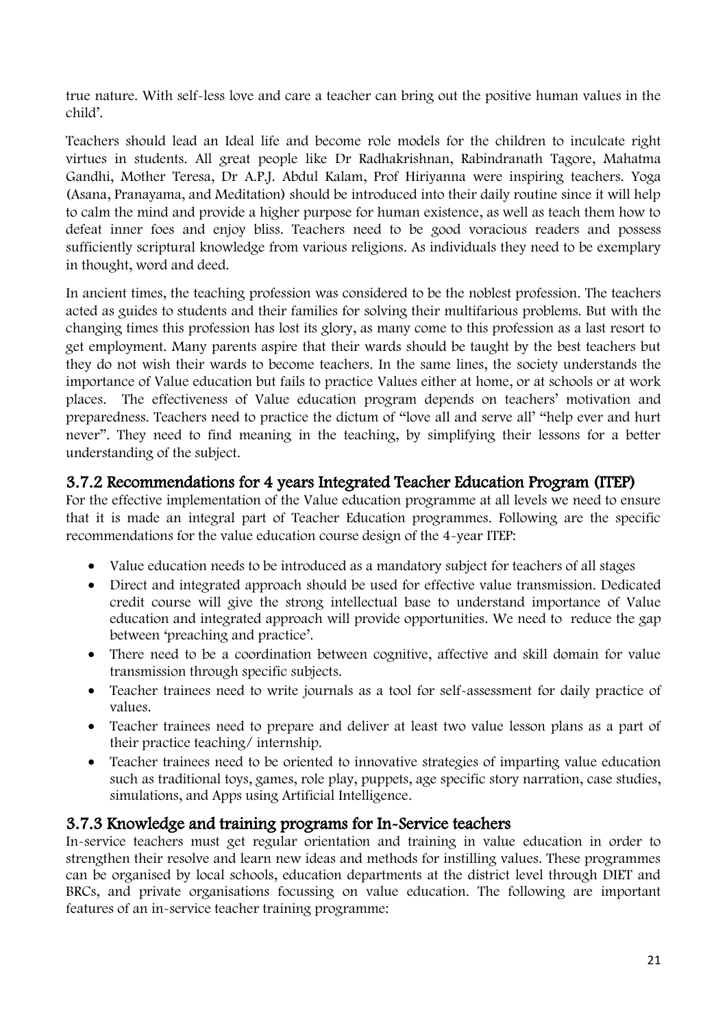true nature. With self-less love and care a teacher can bring out the positive human values in the child'.

Teachers should lead an Ideal life and become role models for the children to inculcate right virtues in students. All great people like Dr Radhakrishnan, Rabindranath Tagore, Mahatma Gandhi, Mother Teresa, Dr A.P.J. Abdul Kalam, Prof Hiriyanna were inspiring teachers. Yoga (Asana, Pranayama, and Meditation) should be introduced into their daily routine since it will help to calm the mind and provide a higher purpose for human existence, as well as teach them how to defeat inner foes and enjoy bliss. Teachers need to be good voracious readers and possess sufficiently scriptural knowledge from various religions. As individuals they need to be exemplary in thought, word and deed.

In ancient times, the teaching profession was considered to be the noblest profession. The teachers acted as guides to students and their families for solving their multifarious problems. But with the changing times this profession has lost its glory, as many come to this profession as a last resort to get employment. Many parents aspire that their wards should be taught by the best teachers but they do not wish their wards to become teachers. In the same lines, the society understands the importance of Value education but fails to practice Values either at home, or at schools or at work places. The effectiveness of Value education program depends on teachers' motivation and preparedness. Teachers need to practice the dictum of "love all and serve all' "help ever and hurt never". They need to find meaning in the teaching, by simplifying their lessons for a better understanding of the subject.

### 3.7.2 Recommendations for 4 years Integrated Teacher Education Program (ITEP)

For the effective implementation of the Value education programme at all levels we need to ensure that it is made an integral part of Teacher Education programmes. Following are the specific recommendations for the value education course design of the 4-year ITEP:

- Value education needs to be introduced as a mandatory subject for teachers of all stages
- Direct and integrated approach should be used for effective value transmission. Dedicated credit course will give the strong intellectual base to understand importance of Value education and integrated approach will provide opportunities. We need to reduce the gap between 'preaching and practice'.
- There need to be a coordination between cognitive, affective and skill domain for value transmission through specific subjects.
- Teacher trainees need to write journals as a tool for self-assessment for daily practice of values.
- Teacher trainees need to prepare and deliver at least two value lesson plans as a part of their practice teaching/ internship.
- Teacher trainees need to be oriented to innovative strategies of imparting value education such as traditional toys, games, role play, puppets, age specific story narration, case studies, simulations, and Apps using Artificial Intelligence.

### 3.7.3 Knowledge and training programs for In-Service teachers

In-service teachers must get regular orientation and training in value education in order to strengthen their resolve and learn new ideas and methods for instilling values. These programmes can be organised by local schools, education departments at the district level through DIET and BRCs, and private organisations focussing on value education. The following are important features of an in-service teacher training programme: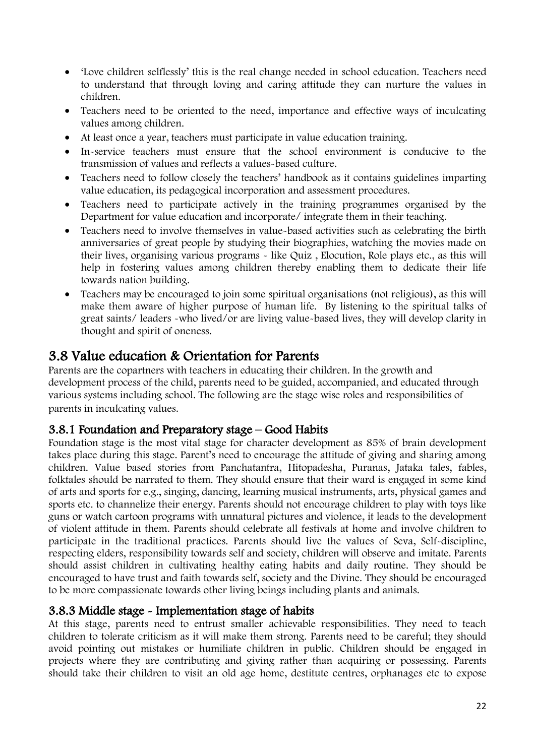- 'Love children selflessly' this is the real change needed in school education. Teachers need to understand that through loving and caring attitude they can nurture the values in children.
- Teachers need to be oriented to the need, importance and effective ways of inculcating values among children.
- At least once a year, teachers must participate in value education training.
- In-service teachers must ensure that the school environment is conducive to the transmission of values and reflects a values-based culture.
- Teachers need to follow closely the teachers' handbook as it contains guidelines imparting value education, its pedagogical incorporation and assessment procedures.
- Teachers need to participate actively in the training programmes organised by the Department for value education and incorporate/ integrate them in their teaching.
- Teachers need to involve themselves in value-based activities such as celebrating the birth anniversaries of great people by studying their biographies, watching the movies made on their lives, organising various programs - like Quiz , Elocution, Role plays etc., as this will help in fostering values among children thereby enabling them to dedicate their life towards nation building.
- Teachers may be encouraged to join some spiritual organisations (not religious), as this will make them aware of higher purpose of human life. By listening to the spiritual talks of great saints/ leaders -who lived/or are living value-based lives, they will develop clarity in thought and spirit of oneness.

## 3.8 Value education & Orientation for Parents

Parents are the copartners with teachers in educating their children. In the growth and development process of the child, parents need to be guided, accompanied, and educated through various systems including school. The following are the stage wise roles and responsibilities of parents in inculcating values.

### 3.8.1 Foundation and Preparatory stage – Good Habits

Foundation stage is the most vital stage for character development as 85% of brain development takes place during this stage. Parent's need to encourage the attitude of giving and sharing among children. Value based stories from Panchatantra, Hitopadesha, Puranas, Jataka tales, fables, folktales should be narrated to them. They should ensure that their ward is engaged in some kind of arts and sports for e.g., singing, dancing, learning musical instruments, arts, physical games and sports etc. to channelize their energy. Parents should not encourage children to play with toys like guns or watch cartoon programs with unnatural pictures and violence, it leads to the development of violent attitude in them. Parents should celebrate all festivals at home and involve children to participate in the traditional practices. Parents should live the values of Seva, Self-discipline, respecting elders, responsibility towards self and society, children will observe and imitate. Parents should assist children in cultivating healthy eating habits and daily routine. They should be encouraged to have trust and faith towards self, society and the Divine. They should be encouraged to be more compassionate towards other living beings including plants and animals.

### 3.8.3 Middle stage - Implementation stage of habits

At this stage, parents need to entrust smaller achievable responsibilities. They need to teach children to tolerate criticism as it will make them strong. Parents need to be careful; they should avoid pointing out mistakes or humiliate children in public. Children should be engaged in projects where they are contributing and giving rather than acquiring or possessing. Parents should take their children to visit an old age home, destitute centres, orphanages etc to expose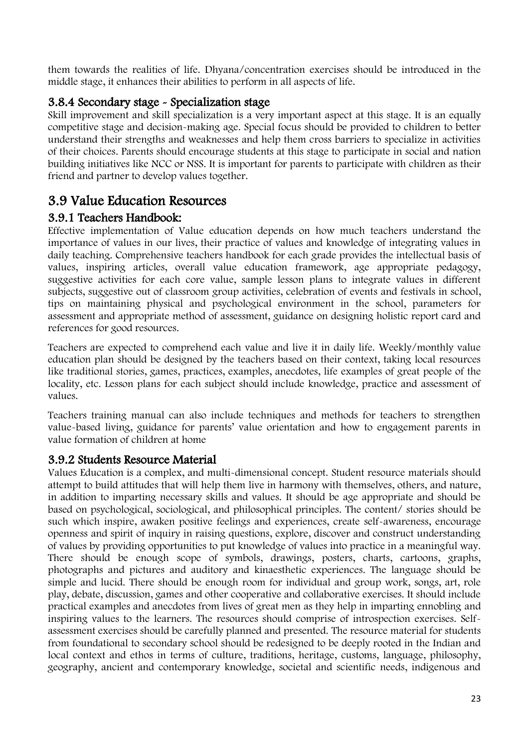them towards the realities of life. Dhyana/concentration exercises should be introduced in the middle stage, it enhances their abilities to perform in all aspects of life.

### 3.8.4 Secondary stage - Specialization stage

Skill improvement and skill specialization is a very important aspect at this stage. It is an equally competitive stage and decision-making age. Special focus should be provided to children to better understand their strengths and weaknesses and help them cross barriers to specialize in activities of their choices. Parents should encourage students at this stage to participate in social and nation building initiatives like NCC or NSS. It is important for parents to participate with children as their friend and partner to develop values together.

## 3.9 Value Education Resources

### 3.9.1 Teachers Handbook:

Effective implementation of Value education depends on how much teachers understand the importance of values in our lives, their practice of values and knowledge of integrating values in daily teaching. Comprehensive teachers handbook for each grade provides the intellectual basis of values, inspiring articles, overall value education framework, age appropriate pedagogy, suggestive activities for each core value, sample lesson plans to integrate values in different subjects, suggestive out of classroom group activities, celebration of events and festivals in school, tips on maintaining physical and psychological environment in the school, parameters for assessment and appropriate method of assessment, guidance on designing holistic report card and references for good resources.

Teachers are expected to comprehend each value and live it in daily life. Weekly/monthly value education plan should be designed by the teachers based on their context, taking local resources like traditional stories, games, practices, examples, anecdotes, life examples of great people of the locality, etc. Lesson plans for each subject should include knowledge, practice and assessment of values.

Teachers training manual can also include techniques and methods for teachers to strengthen value-based living, guidance for parents' value orientation and how to engagement parents in value formation of children at home

### 3.9.2 Students Resource Material

Values Education is a complex, and multi-dimensional concept. Student resource materials should attempt to build attitudes that will help them live in harmony with themselves, others, and nature, in addition to imparting necessary skills and values. It should be age appropriate and should be based on psychological, sociological, and philosophical principles. The content/ stories should be such which inspire, awaken positive feelings and experiences, create self-awareness, encourage openness and spirit of inquiry in raising questions, explore, discover and construct understanding of values by providing opportunities to put knowledge of values into practice in a meaningful way. There should be enough scope of symbols, drawings, posters, charts, cartoons, graphs, photographs and pictures and auditory and kinaesthetic experiences. The language should be simple and lucid. There should be enough room for individual and group work, songs, art, role play, debate, discussion, games and other cooperative and collaborative exercises. It should include practical examples and anecdotes from lives of great men as they help in imparting ennobling and inspiring values to the learners. The resources should comprise of introspection exercises. Self-assessment exercises should be carefully planned and presented. The resource material for students from foundational to secondary school should be redesigned to be deeply rooted in the Indian and local context and ethos in terms of culture, traditions, heritage, customs, language, philosophy, geography, ancient and contemporary knowledge, societal and scientific needs, indigenous and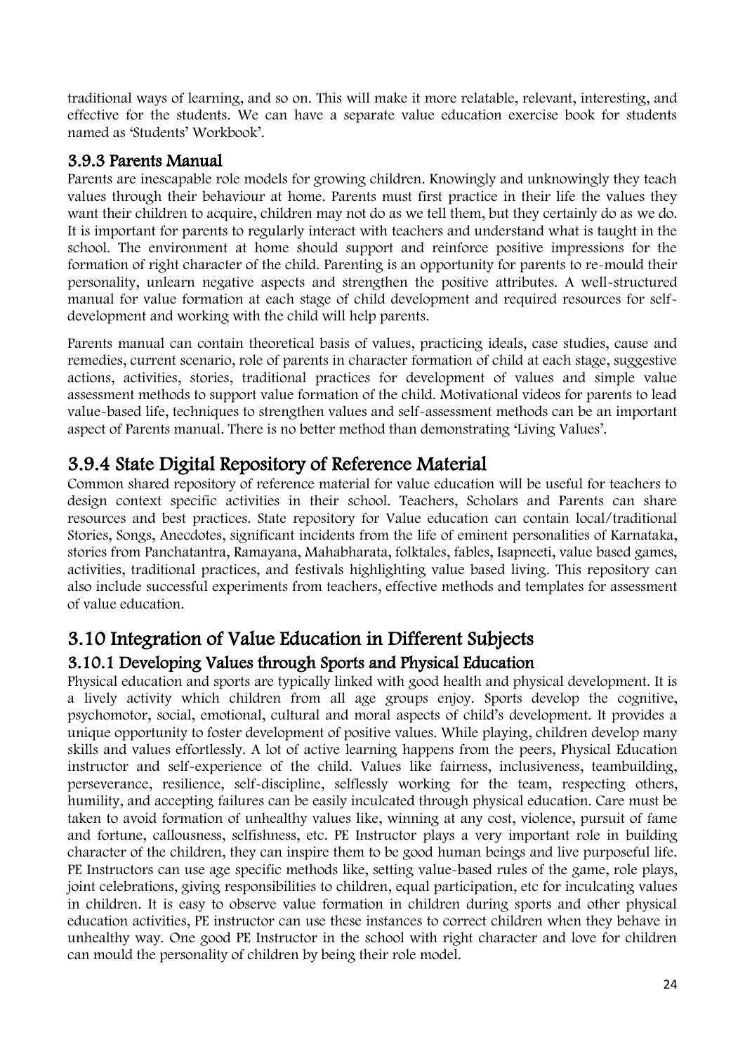traditional ways of learning, and so on. This will make it more relatable, relevant, interesting, and effective for the students. We can have a separate value education exercise book for students named as 'Students' Workbook'.

### 3.9.3 Parents Manual

Parents are inescapable role models for growing children. Knowingly and unknowingly they teach values through their behaviour at home. Parents must first practice in their life the values they want their children to acquire, children may not do as we tell them, but they certainly do as we do. It is important for parents to regularly interact with teachers and understand what is taught in the school. The environment at home should support and reinforce positive impressions for the formation of right character of the child. Parenting is an opportunity for parents to re-mould their personality, unlearn negative aspects and strengthen the positive attributes. A well-structured manual for value formation at each stage of child development and required resources for self-development and working with the child will help parents.

Parents manual can contain theoretical basis of values, practicing ideals, case studies, cause and remedies, current scenario, role of parents in character formation of child at each stage, suggestive actions, activities, stories, traditional practices for development of values and simple value assessment methods to support value formation of the child. Motivational videos for parents to lead value-based life, techniques to strengthen values and self-assessment methods can be an important aspect of Parents manual. There is no better method than demonstrating 'Living Values'.

## 3.9.4 State Digital Repository of Reference Material

Common shared repository of reference material for value education will be useful for teachers to design context specific activities in their school. Teachers, Scholars and Parents can share resources and best practices. State repository for Value education can contain local/traditional Stories, Songs, Anecdotes, significant incidents from the life of eminent personalities of Karnataka, stories from Panchatantra, Ramayana, Mahabharata, folktales, fables, Isapneeti, value based games, activities, traditional practices, and festivals highlighting value based living. This repository can also include successful experiments from teachers, effective methods and templates for assessment of value education.

## 3.10 Integration of Value Education in Different Subjects

### 3.10.1 Developing Values through Sports and Physical Education

Physical education and sports are typically linked with good health and physical development. It is a lively activity which children from all age groups enjoy. Sports develop the cognitive, psychomotor, social, emotional, cultural and moral aspects of child's development. It provides a unique opportunity to foster development of positive values. While playing, children develop many skills and values effortlessly. A lot of active learning happens from the peers, Physical Education instructor and self-experience of the child. Values like fairness, inclusiveness, teambuilding, perseverance, resilience, self-discipline, selflessly working for the team, respecting others, humility, and accepting failures can be easily inculcated through physical education. Care must be taken to avoid formation of unhealthy values like, winning at any cost, violence, pursuit of fame and fortune, callousness, selfishness, etc. PE Instructor plays a very important role in building character of the children, they can inspire them to be good human beings and live purposeful life. PE Instructors can use age specific methods like, setting value-based rules of the game, role plays, joint celebrations, giving responsibilities to children, equal participation, etc for inculcating values in children. It is easy to observe value formation in children during sports and other physical education activities, PE instructor can use these instances to correct children when they behave in unhealthy way. One good PE Instructor in the school with right character and love for children can mould the personality of children by being their role model.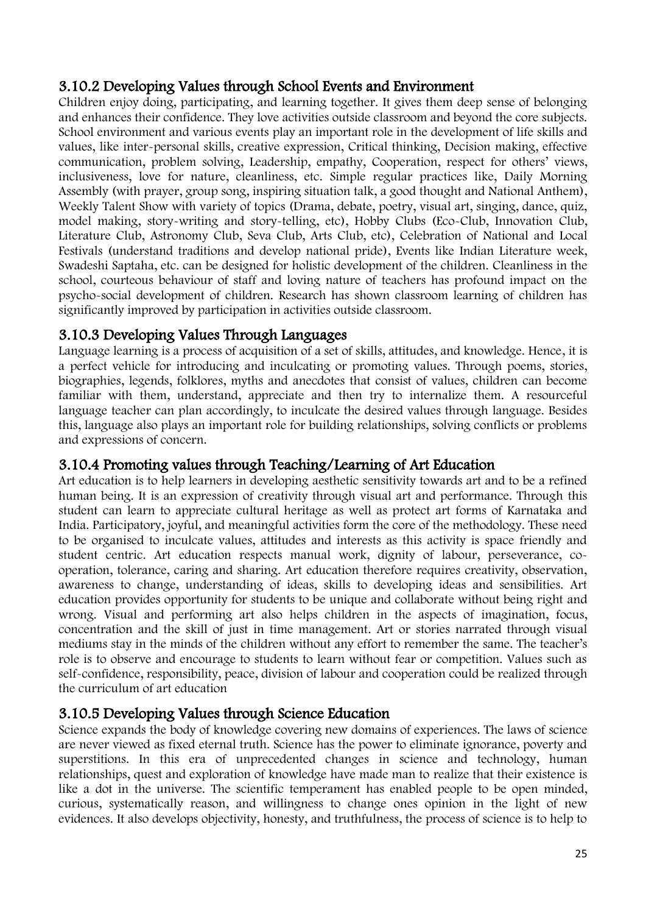### 3.10.2 Developing Values through School Events and Environment

Children enjoy doing, participating, and learning together. It gives them deep sense of belonging and enhances their confidence. They love activities outside classroom and beyond the core subjects. School environment and various events play an important role in the development of life skills and values, like inter-personal skills, creative expression, Critical thinking, Decision making, effective communication, problem solving, Leadership, empathy, Cooperation, respect for others' views, inclusiveness, love for nature, cleanliness, etc. Simple regular practices like, Daily Morning Assembly (with prayer, group song, inspiring situation talk, a good thought and National Anthem), Weekly Talent Show with variety of topics (Drama, debate, poetry, visual art, singing, dance, quiz, model making, story-writing and story-telling, etc), Hobby Clubs (Eco-Club, Innovation Club, Literature Club, Astronomy Club, Seva Club, Arts Club, etc), Celebration of National and Local Festivals (understand traditions and develop national pride), Events like Indian Literature week, Swadeshi Saptaha, etc. can be designed for holistic development of the children. Cleanliness in the school, courteous behaviour of staff and loving nature of teachers has profound impact on the psycho-social development of children. Research has shown classroom learning of children has significantly improved by participation in activities outside classroom.

### 3.10.3 Developing Values Through Languages

Language learning is a process of acquisition of a set of skills, attitudes, and knowledge. Hence, it is a perfect vehicle for introducing and inculcating or promoting values. Through poems, stories, biographies, legends, folklores, myths and anecdotes that consist of values, children can become familiar with them, understand, appreciate and then try to internalize them. A resourceful language teacher can plan accordingly, to inculcate the desired values through language. Besides this, language also plays an important role for building relationships, solving conflicts or problems and expressions of concern.

### 3.10.4 Promoting values through Teaching/Learning of Art Education

Art education is to help learners in developing aesthetic sensitivity towards art and to be a refined human being. It is an expression of creativity through visual art and performance. Through this student can learn to appreciate cultural heritage as well as protect art forms of Karnataka and India. Participatory, joyful, and meaningful activities form the core of the methodology. These need to be organised to inculcate values, attitudes and interests as this activity is space friendly and student centric. Art education respects manual work, dignity of labour, perseverance, co-operation, tolerance, caring and sharing. Art education therefore requires creativity, observation, awareness to change, understanding of ideas, skills to developing ideas and sensibilities. Art education provides opportunity for students to be unique and collaborate without being right and wrong. Visual and performing art also helps children in the aspects of imagination, focus, concentration and the skill of just in time management. Art or stories narrated through visual mediums stay in the minds of the children without any effort to remember the same. The teacher's role is to observe and encourage to students to learn without fear or competition. Values such as self-confidence, responsibility, peace, division of labour and cooperation could be realized through the curriculum of art education

### 3.10.5 Developing Values through Science Education

Science expands the body of knowledge covering new domains of experiences. The laws of science are never viewed as fixed eternal truth. Science has the power to eliminate ignorance, poverty and superstitions. In this era of unprecedented changes in science and technology, human relationships, quest and exploration of knowledge have made man to realize that their existence is like a dot in the universe. The scientific temperament has enabled people to be open minded, curious, systematically reason, and willingness to change ones opinion in the light of new evidences. It also develops objectivity, honesty, and truthfulness, the process of science is to help to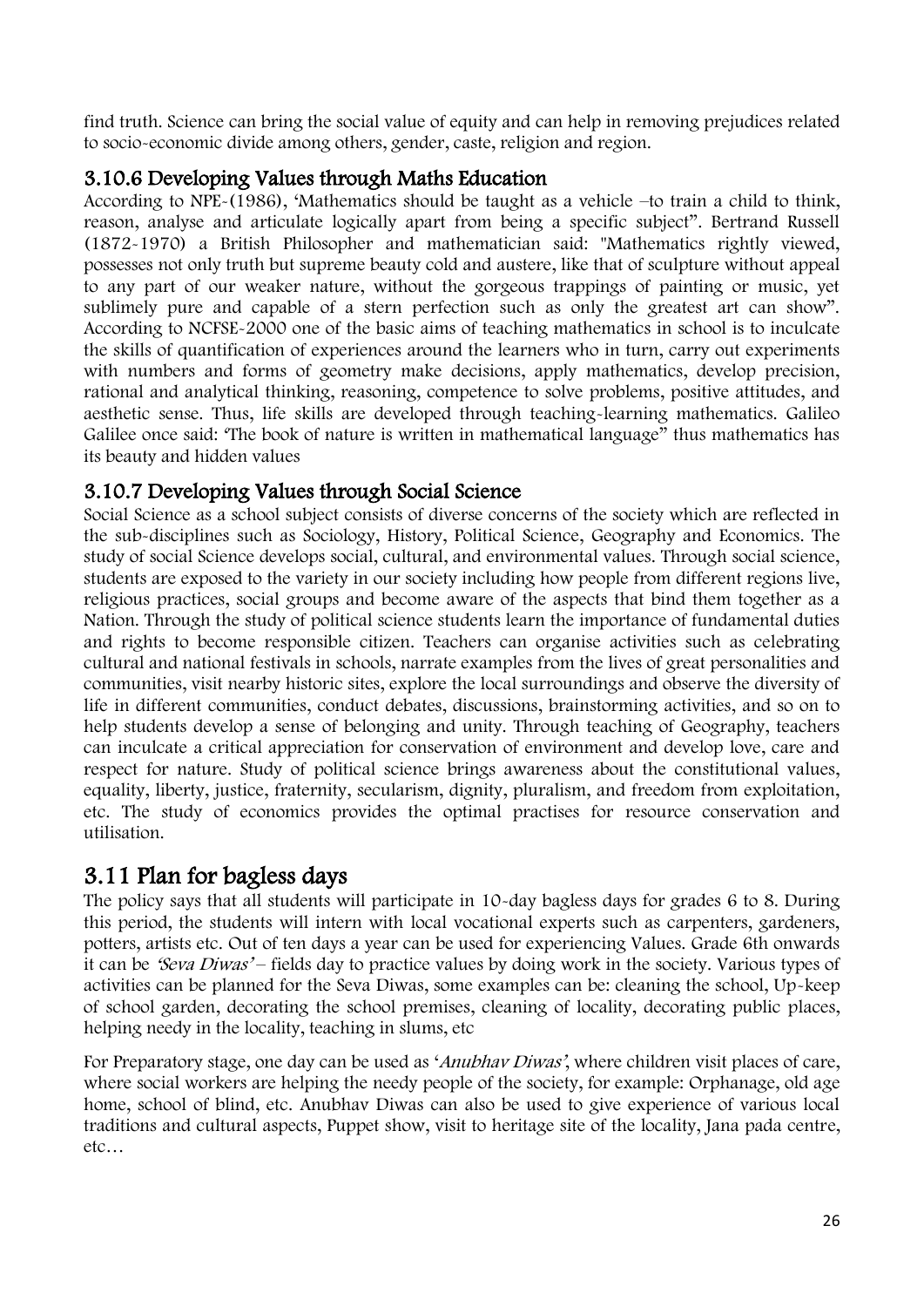find truth. Science can bring the social value of equity and can help in removing prejudices related to socio-economic divide among others, gender, caste, religion and region.

### 3.10.6 Developing Values through Maths Education

According to NPE-(1986), 'Mathematics should be taught as a vehicle –to train a child to think, reason, analyse and articulate logically apart from being a specific subject". Bertrand Russell (1872-1970) a British Philosopher and mathematician said: "Mathematics rightly viewed, possesses not only truth but supreme beauty cold and austere, like that of sculpture without appeal to any part of our weaker nature, without the gorgeous trappings of painting or music, yet sublimely pure and capable of a stern perfection such as only the greatest art can show". According to NCFSE-2000 one of the basic aims of teaching mathematics in school is to inculcate the skills of quantification of experiences around the learners who in turn, carry out experiments with numbers and forms of geometry make decisions, apply mathematics, develop precision, rational and analytical thinking, reasoning, competence to solve problems, positive attitudes, and aesthetic sense. Thus, life skills are developed through teaching-learning mathematics. Galileo Galilee once said: 'The book of nature is written in mathematical language" thus mathematics has its beauty and hidden values

### 3.10.7 Developing Values through Social Science

Social Science as a school subject consists of diverse concerns of the society which are reflected in the sub-disciplines such as Sociology, History, Political Science, Geography and Economics. The study of social Science develops social, cultural, and environmental values. Through social science, students are exposed to the variety in our society including how people from different regions live, religious practices, social groups and become aware of the aspects that bind them together as a Nation. Through the study of political science students learn the importance of fundamental duties and rights to become responsible citizen. Teachers can organise activities such as celebrating cultural and national festivals in schools, narrate examples from the lives of great personalities and communities, visit nearby historic sites, explore the local surroundings and observe the diversity of life in different communities, conduct debates, discussions, brainstorming activities, and so on to help students develop a sense of belonging and unity. Through teaching of Geography, teachers can inculcate a critical appreciation for conservation of environment and develop love, care and respect for nature. Study of political science brings awareness about the constitutional values, equality, liberty, justice, fraternity, secularism, dignity, pluralism, and freedom from exploitation, etc. The study of economics provides the optimal practises for resource conservation and utilisation.

## 3.11 Plan for bagless days

The policy says that all students will participate in 10-day bagless days for grades 6 to 8. During this period, the students will intern with local vocational experts such as carpenters, gardeners, potters, artists etc. Out of ten days a year can be used for experiencing Values. Grade 6th onwards it can be *'Seva Diwas'* – fields day to practice values by doing work in the society. Various types of activities can be planned for the Seva Diwas, some examples can be: cleaning the school, Up-keep of school garden, decorating the school premises, cleaning of locality, decorating public places, helping needy in the locality, teaching in slums, etc

For Preparatory stage, one day can be used as '*Anubhav Diwas*', where children visit places of care, where social workers are helping the needy people of the society, for example: Orphanage, old age home, school of blind, etc. Anubhav Diwas can also be used to give experience of various local traditions and cultural aspects, Puppet show, visit to heritage site of the locality, Jana pada centre, etc…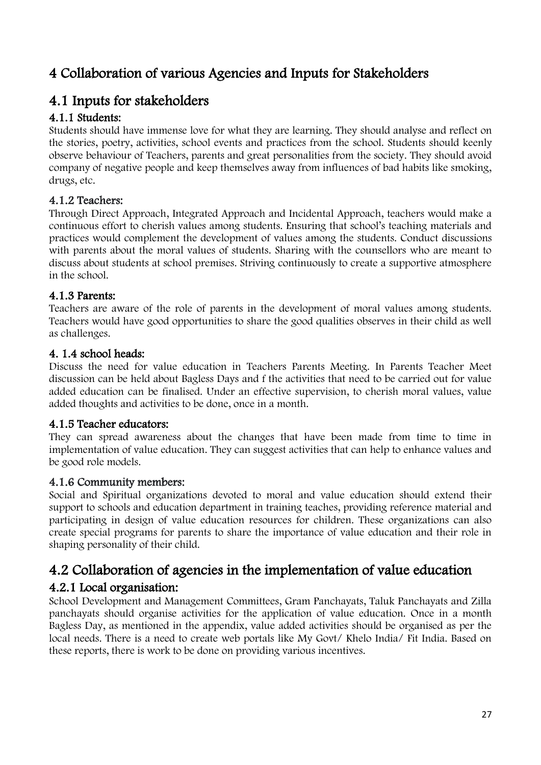# 4 Collaboration of various Agencies and Inputs for Stakeholders

## 4.1 Inputs for stakeholders

### 4.1.1 Students:

Students should have immense love for what they are learning. They should analyse and reflect on the stories, poetry, activities, school events and practices from the school. Students should keenly observe behaviour of Teachers, parents and great personalities from the society. They should avoid company of negative people and keep themselves away from influences of bad habits like smoking, drugs, etc.

### 4.1.2 Teachers:

Through Direct Approach, Integrated Approach and Incidental Approach, teachers would make a continuous effort to cherish values among students. Ensuring that school's teaching materials and practices would complement the development of values among the students. Conduct discussions with parents about the moral values of students. Sharing with the counsellors who are meant to discuss about students at school premises. Striving continuously to create a supportive atmosphere in the school.

### 4.1.3 Parents:

Teachers are aware of the role of parents in the development of moral values among students. Teachers would have good opportunities to share the good qualities observes in their child as well as challenges.

### 4. 1.4 school heads:

Discuss the need for value education in Teachers Parents Meeting. In Parents Teacher Meet discussion can be held about Bagless Days and f the activities that need to be carried out for value added education can be finalised. Under an effective supervision, to cherish moral values, value added thoughts and activities to be done, once in a month.

### 4.1.5 Teacher educators:

They can spread awareness about the changes that have been made from time to time in implementation of value education. They can suggest activities that can help to enhance values and be good role models.

### 4.1.6 Community members:

Social and Spiritual organizations devoted to moral and value education should extend their support to schools and education department in training teaches, providing reference material and participating in design of value education resources for children. These organizations can also create special programs for parents to share the importance of value education and their role in shaping personality of their child.

## 4.2 Collaboration of agencies in the implementation of value education

### 4.2.1 Local organisation:

School Development and Management Committees, Gram Panchayats, Taluk Panchayats and Zilla panchayats should organise activities for the application of value education. Once in a month Bagless Day, as mentioned in the appendix, value added activities should be organised as per the local needs. There is a need to create web portals like My Govt/ Khelo India/ Fit India. Based on these reports, there is work to be done on providing various incentives.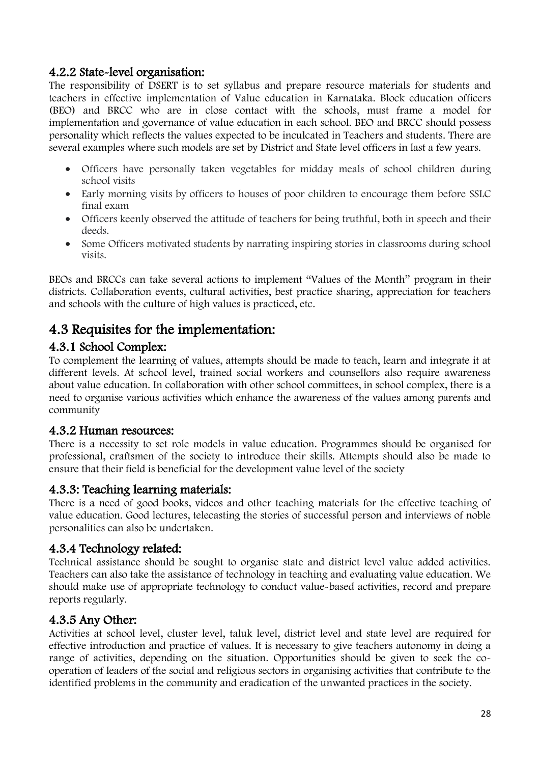### 4.2.2 State-level organisation:

The responsibility of DSERT is to set syllabus and prepare resource materials for students and teachers in effective implementation of Value education in Karnataka. Block education officers (BEO) and BRCC who are in close contact with the schools, must frame a model for implementation and governance of value education in each school. BEO and BRCC should possess personality which reflects the values expected to be inculcated in Teachers and students. There are several examples where such models are set by District and State level officers in last a few years.

- Officers have personally taken vegetables for midday meals of school children during school visits
- Early morning visits by officers to houses of poor children to encourage them before SSLC final exam
- Officers keenly observed the attitude of teachers for being truthful, both in speech and their deeds.
- Some Officers motivated students by narrating inspiring stories in classrooms during school visits.

BEOs and BRCCs can take several actions to implement "Values of the Month" program in their districts. Collaboration events, cultural activities, best practice sharing, appreciation for teachers and schools with the culture of high values is practiced, etc.

## 4.3 Requisites for the implementation:

### 4.3.1 School Complex:

To complement the learning of values, attempts should be made to teach, learn and integrate it at different levels. At school level, trained social workers and counsellors also require awareness about value education. In collaboration with other school committees, in school complex, there is a need to organise various activities which enhance the awareness of the values among parents and community

### 4.3.2 Human resources:

There is a necessity to set role models in value education. Programmes should be organised for professional, craftsmen of the society to introduce their skills. Attempts should also be made to ensure that their field is beneficial for the development value level of the society

### 4.3.3: Teaching learning materials:

There is a need of good books, videos and other teaching materials for the effective teaching of value education. Good lectures, telecasting the stories of successful person and interviews of noble personalities can also be undertaken.

### 4.3.4 Technology related:

Technical assistance should be sought to organise state and district level value added activities. Teachers can also take the assistance of technology in teaching and evaluating value education. We should make use of appropriate technology to conduct value-based activities, record and prepare reports regularly.

### 4.3.5 Any Other:

Activities at school level, cluster level, taluk level, district level and state level are required for effective introduction and practice of values. It is necessary to give teachers autonomy in doing a range of activities, depending on the situation. Opportunities should be given to seek the co-operation of leaders of the social and religious sectors in organising activities that contribute to the identified problems in the community and eradication of the unwanted practices in the society.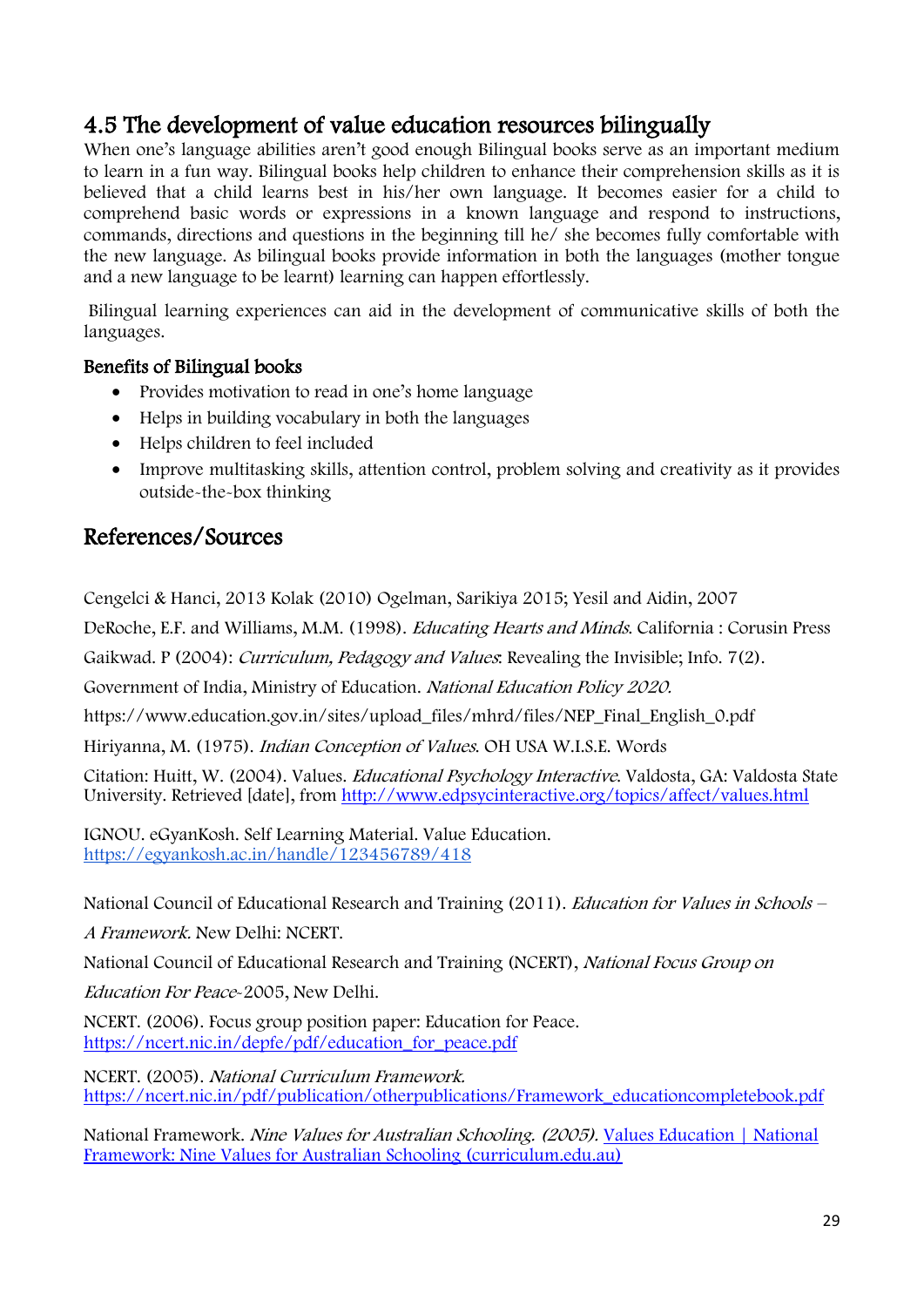## 4.5 The development of value education resources bilingually

When one's language abilities aren't good enough Bilingual books serve as an important medium to learn in a fun way. Bilingual books help children to enhance their comprehension skills as it is believed that a child learns best in his/her own language. It becomes easier for a child to comprehend basic words or expressions in a known language and respond to instructions, commands, directions and questions in the beginning till he/ she becomes fully comfortable with the new language. As bilingual books provide information in both the languages (mother tongue and a new language to be learnt) learning can happen effortlessly.

Bilingual learning experiences can aid in the development of communicative skills of both the languages.

### Benefits of Bilingual books

- Provides motivation to read in one's home language
- Helps in building vocabulary in both the languages
- Helps children to feel included
- Improve multitasking skills, attention control, problem solving and creativity as it provides outside-the-box thinking

## References/Sources

Cengelci & Hanci, 2013 Kolak (2010) Ogelman, Sarikiya 2015; Yesil and Aidin, 2007

DeRoche, E.F. and Williams, M.M. (1998). *Educating Hearts and Minds*. California : Corusin Press

Gaikwad. P (2004): *Curriculum, Pedagogy and Values*: Revealing the Invisible; Info. 7(2).

Government of India, Ministry of Education. *National Education Policy 2020.*

https://www.education.gov.in/sites/upload_files/mhrd/files/NEP_Final_English_0.pdf

Hiriyanna, M. (1975). *Indian Conception of Values*. OH USA W.I.S.E. Words

Citation: Huitt, W. (2004). Values. *Educational Psychology Interactive*. Valdosta, GA: Valdosta State University. Retrieved [date], from http://www.edpsycinteractive.org/topics/affect/values.html

IGNOU. eGyanKosh. Self Learning Material. Value Education. https://egyankosh.ac.in/handle/123456789/418

National Council of Educational Research and Training (2011). *Education for Values in Schools – A Framework.* New Delhi: NCERT.

National Council of Educational Research and Training (NCERT), *National Focus Group on Education For Peace*-2005, New Delhi.

NCERT. (2006). Focus group position paper: Education for Peace. https://ncert.nic.in/depfe/pdf/education_for_peace.pdf

NCERT. (2005). *National Curriculum Framework.* https://ncert.nic.in/pdf/publication/otherpublications/Framework_educationcompletebook.pdf

National Framework. *Nine Values for Australian Schooling. (2005).* Values Education | National Framework: Nine Values for Australian Schooling (curriculum.edu.au)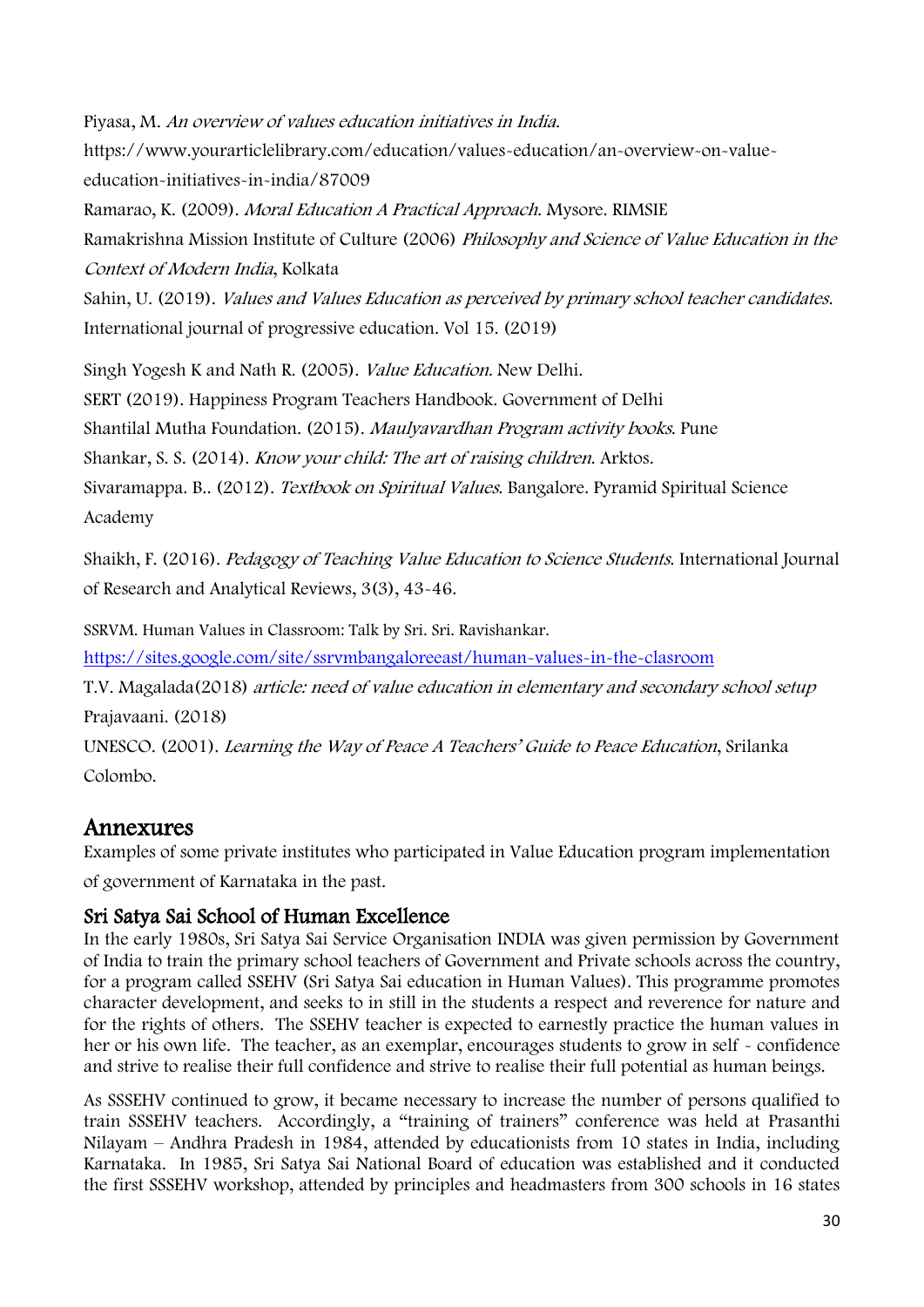Piyasa, M. *An overview of values education initiatives in India.* https://www.yourarticlelibrary.com/education/values-education/an-overview-on-value-education-initiatives-in-india/87009

Ramarao, K. (2009). *Moral Education A Practical Approach.* Mysore. RIMSIE

Ramakrishna Mission Institute of Culture (2006) *Philosophy and Science of Value Education in the Context of Modern India*, Kolkata

Sahin, U. (2019). *Values and Values Education as perceived by primary school teacher candidates.* International journal of progressive education. Vol 15. (2019)

Singh Yogesh K and Nath R. (2005). *Value Education.* New Delhi.

SERT (2019). Happiness Program Teachers Handbook. Government of Delhi

Shantilal Mutha Foundation. (2015). *Maulyavardhan Program activity books.* Pune

Shankar, S. S. (2014). *Know your child: The art of raising children.* Arktos.

Sivaramappa. B.. (2012). *Textbook on Spiritual Values.* Bangalore. Pyramid Spiritual Science Academy

Shaikh, F. (2016). *Pedagogy of Teaching Value Education to Science Students.* International Journal of Research and Analytical Reviews, 3(3), 43-46.

SSRVM. Human Values in Classroom: Talk by Sri. Sri. Ravishankar. [https://sites.google.com/site/ssrvmbangaloreeast/human-values-in-the-clasroom](https://sites.google.com/site/ssrvmbangaloreeast/human-values-in-the-clasroom)

T.V. Magalada(2018) *article: need of value education in elementary and secondary school setup* Prajavaani. (2018)

UNESCO. (2001). *Learning the Way of Peace A Teachers' Guide to Peace Education*, Srilanka Colombo.

# Annexures

Examples of some private institutes who participated in Value Education program implementation of government of Karnataka in the past.

## Sri Satya Sai School of Human Excellence

In the early 1980s, Sri Satya Sai Service Organisation INDIA was given permission by Government of India to train the primary school teachers of Government and Private schools across the country, for a program called SSEHV (Sri Satya Sai education in Human Values). This programme promotes character development, and seeks to in still in the students a respect and reverence for nature and for the rights of others. The SSEHV teacher is expected to earnestly practice the human values in her or his own life. The teacher, as an exemplar, encourages students to grow in self - confidence and strive to realise their full confidence and strive to realise their full potential as human beings.

As SSSEHV continued to grow, it became necessary to increase the number of persons qualified to train SSSEHV teachers. Accordingly, a "training of trainers" conference was held at Prasanthi Nilayam – Andhra Pradesh in 1984, attended by educationists from 10 states in India, including Karnataka. In 1985, Sri Satya Sai National Board of education was established and it conducted the first SSSEHV workshop, attended by principles and headmasters from 300 schools in 16 states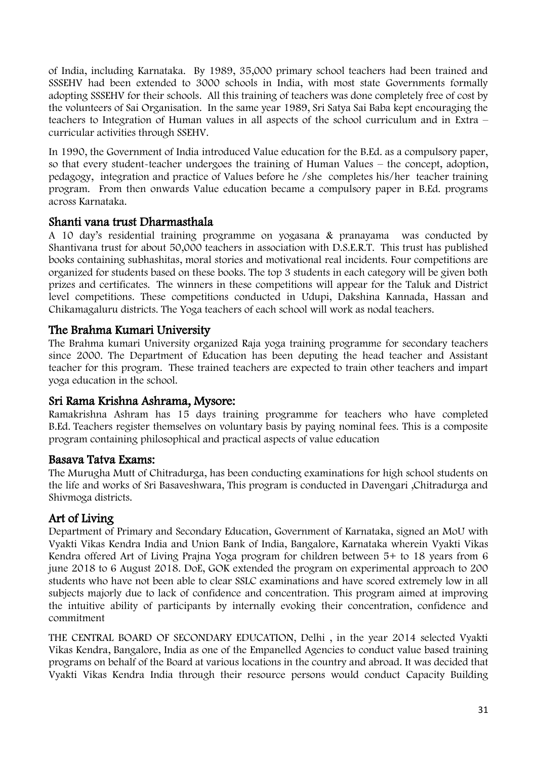of India, including Karnataka. By 1989, 35,000 primary school teachers had been trained and SSSEHV had been extended to 3000 schools in India, with most state Governments formally adopting SSSEHV for their schools. All this training of teachers was done completely free of cost by the volunteers of Sai Organisation. In the same year 1989, Sri Satya Sai Baba kept encouraging the teachers to Integration of Human values in all aspects of the school curriculum and in Extra – curricular activities through SSEHV.

In 1990, the Government of India introduced Value education for the B.Ed. as a compulsory paper, so that every student-teacher undergoes the training of Human Values – the concept, adoption, pedagogy, integration and practice of Values before he /she completes his/her teacher training program. From then onwards Value education became a compulsory paper in B.Ed. programs across Karnataka.

## Shanti vana trust Dharmasthala

A 10 day's residential training programme on yogasana & pranayama was conducted by Shantivana trust for about 50,000 teachers in association with D.S.E.R.T. This trust has published books containing subhashitas, moral stories and motivational real incidents. Four competitions are organized for students based on these books. The top 3 students in each category will be given both prizes and certificates. The winners in these competitions will appear for the Taluk and District level competitions. These competitions conducted in Udupi, Dakshina Kannada, Hassan and Chikamagaluru districts. The Yoga teachers of each school will work as nodal teachers.

## The Brahma Kumari University

The Brahma kumari University organized Raja yoga training programme for secondary teachers since 2000. The Department of Education has been deputing the head teacher and Assistant teacher for this program. These trained teachers are expected to train other teachers and impart yoga education in the school.

## Sri Rama Krishna Ashrama, Mysore:

Ramakrishna Ashram has 15 days training programme for teachers who have completed B.Ed. Teachers register themselves on voluntary basis by paying nominal fees. This is a composite program containing philosophical and practical aspects of value education

## Basava Tatva Exams:

The Murugha Mutt of Chitradurga, has been conducting examinations for high school students on the life and works of Sri Basaveshwara, This program is conducted in Davengari ,Chitradurga and Shivmoga districts.

## Art of Living

Department of Primary and Secondary Education, Government of Karnataka, signed an MoU with Vyakti Vikas Kendra India and Union Bank of India, Bangalore, Karnataka wherein Vyakti Vikas Kendra offered Art of Living Prajna Yoga program for children between 5+ to 18 years from 6 june 2018 to 6 August 2018. DoE, GOK extended the program on experimental approach to 200 students who have not been able to clear SSLC examinations and have scored extremely low in all subjects majorly due to lack of confidence and concentration. This program aimed at improving the intuitive ability of participants by internally evoking their concentration, confidence and commitment

THE CENTRAL BOARD OF SECONDARY EDUCATION, Delhi , in the year 2014 selected Vyakti Vikas Kendra, Bangalore, India as one of the Empanelled Agencies to conduct value based training programs on behalf of the Board at various locations in the country and abroad. It was decided that Vyakti Vikas Kendra India through their resource persons would conduct Capacity Building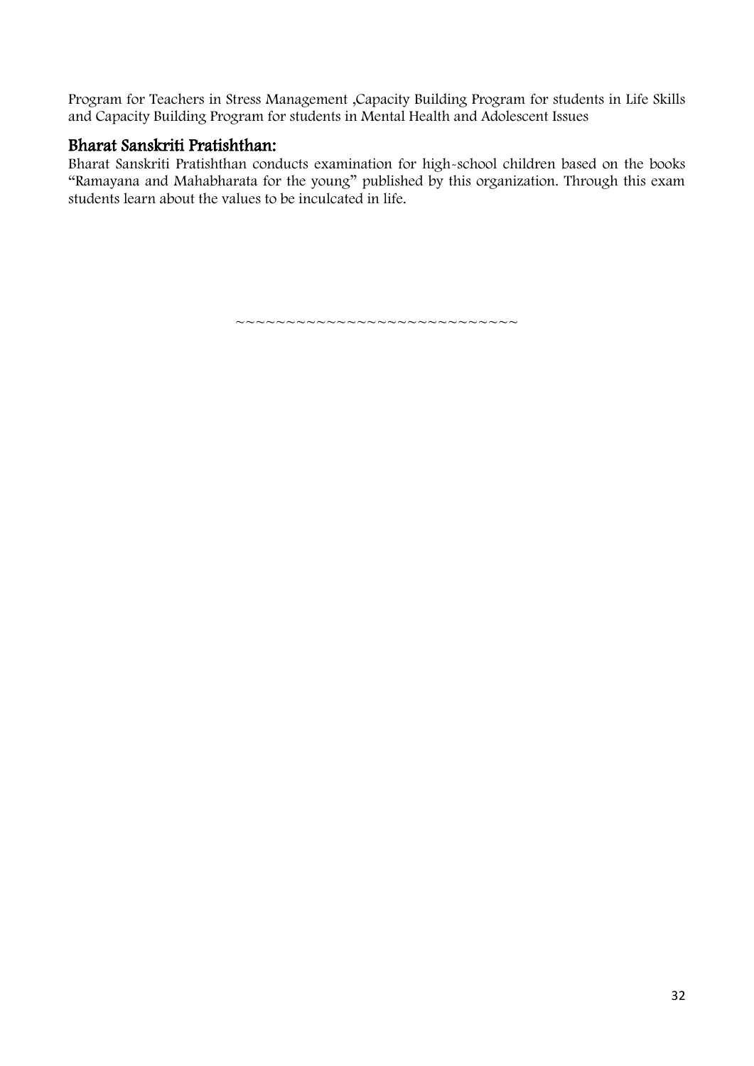Program for Teachers in Stress Management ,Capacity Building Program for students in Life Skills and Capacity Building Program for students in Mental Health and Adolescent Issues

## Bharat Sanskriti Pratishthan:

Bharat Sanskriti Pratishthan conducts examination for high-school children based on the books "Ramayana and Mahabharata for the young" published by this organization. Through this exam students learn about the values to be inculcated in life.

~~~~~~~~~~~~~~~~~~~~~~~~~~~